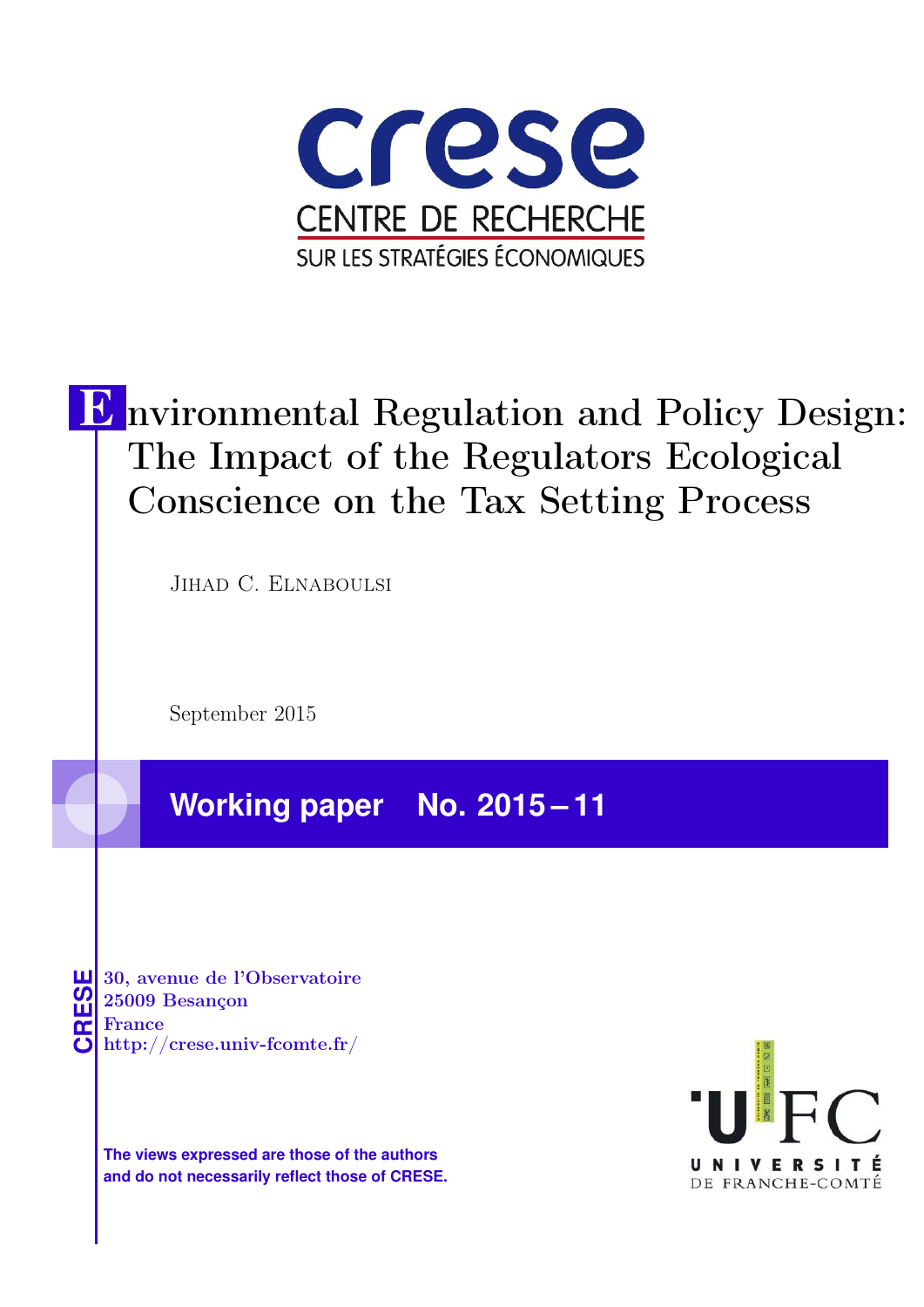crese

CENTRE DE RECHERCHE

SUR LES STRATÉGIES ÉCONOMIQUES

# Environmental Regulation and Policy Design: The Impact of the Regulators Ecological Conscience on the Tax Setting Process

Jihad C. Elnaboulsi

September 2015

**Working paper No. 2015 – 11**

CRESE

**30, avenue de l'Observatoire**
**25009 Besançon**
**France**
**http://crese.univ-fcomte.fr/**

**The views expressed are those of the authors and do not necessarily reflect those of CRESE.**

UFC

UNIVERSITÉ DE FRANCHE-COMTÉ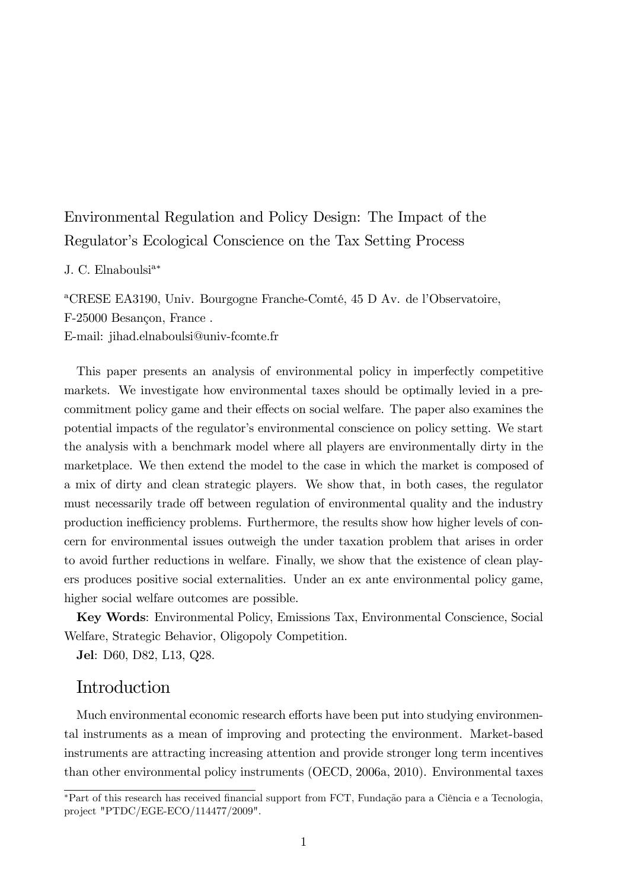Environmental Regulation and Policy Design: The Impact of the Regulator's Ecological Conscience on the Tax Setting Process

J. C. Elnaboulsi[a*]

[a]CRESE EA3190, Univ. Bourgogne Franche-Comté, 45 D Av. de l'Observatoire, F-25000 Besançon, France .
E-mail: jihad.elnaboulsi@univ-fcomte.fr

This paper presents an analysis of environmental policy in imperfectly competitive markets. We investigate how environmental taxes should be optimally levied in a precommitment policy game and their effects on social welfare. The paper also examines the potential impacts of the regulator's environmental conscience on policy setting. We start the analysis with a benchmark model where all players are environmentally dirty in the marketplace. We then extend the model to the case in which the market is composed of a mix of dirty and clean strategic players. We show that, in both cases, the regulator must necessarily trade off between regulation of environmental quality and the industry production inefficiency problems. Furthermore, the results show how higher levels of concern for environmental issues outweigh the under taxation problem that arises in order to avoid further reductions in welfare. Finally, we show that the existence of clean players produces positive social externalities. Under an ex ante environmental policy game, higher social welfare outcomes are possible.

**Key Words**: Environmental Policy, Emissions Tax, Environmental Conscience, Social Welfare, Strategic Behavior, Oligopoly Competition.

**Jel**: D60, D82, L13, Q28.

# Introduction

Much environmental economic research efforts have been put into studying environmental instruments as a mean of improving and protecting the environment. Market-based instruments are attracting increasing attention and provide stronger long term incentives than other environmental policy instruments (OECD, 2006a, 2010). Environmental taxes

[*]Part of this research has received financial support from FCT, Fundação para a Ciência e a Tecnologia, project "PTDC/EGE-ECO/114477/2009".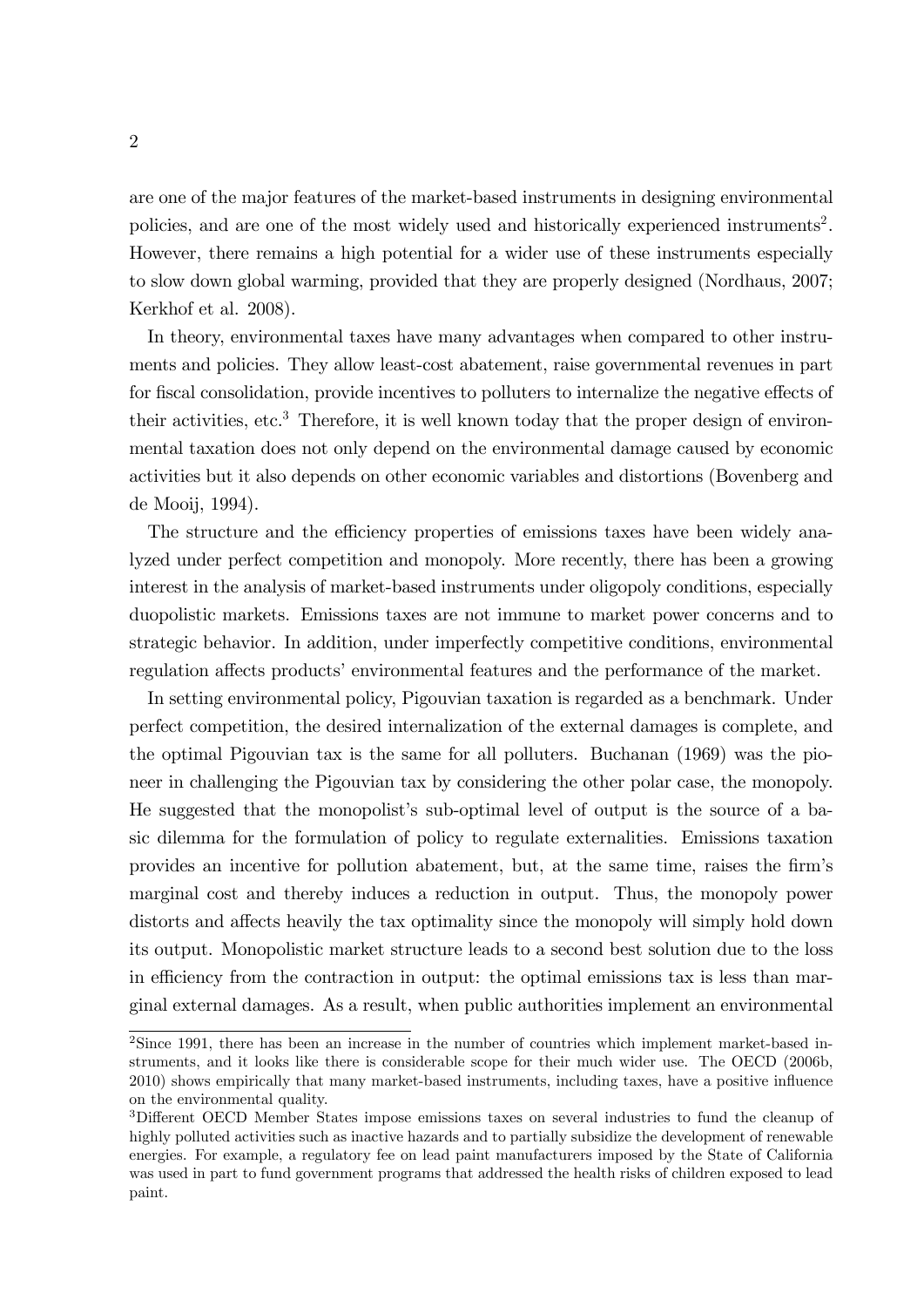are one of the major features of the market-based instruments in designing environmental policies, and are one of the most widely used and historically experienced instruments[2]. However, there remains a high potential for a wider use of these instruments especially to slow down global warming, provided that they are properly designed (Nordhaus, 2007; Kerkhof et al. 2008).

In theory, environmental taxes have many advantages when compared to other instruments and policies. They allow least-cost abatement, raise governmental revenues in part for fiscal consolidation, provide incentives to polluters to internalize the negative effects of their activities, etc.[3] Therefore, it is well known today that the proper design of environmental taxation does not only depend on the environmental damage caused by economic activities but it also depends on other economic variables and distortions (Bovenberg and de Mooij, 1994).

The structure and the efficiency properties of emissions taxes have been widely analyzed under perfect competition and monopoly. More recently, there has been a growing interest in the analysis of market-based instruments under oligopoly conditions, especially duopolistic markets. Emissions taxes are not immune to market power concerns and to strategic behavior. In addition, under imperfectly competitive conditions, environmental regulation affects products' environmental features and the performance of the market.

In setting environmental policy, Pigouvian taxation is regarded as a benchmark. Under perfect competition, the desired internalization of the external damages is complete, and the optimal Pigouvian tax is the same for all polluters. Buchanan (1969) was the pioneer in challenging the Pigouvian tax by considering the other polar case, the monopoly. He suggested that the monopolist's sub-optimal level of output is the source of a basic dilemma for the formulation of policy to regulate externalities. Emissions taxation provides an incentive for pollution abatement, but, at the same time, raises the firm's marginal cost and thereby induces a reduction in output. Thus, the monopoly power distorts and affects heavily the tax optimality since the monopoly will simply hold down its output. Monopolistic market structure leads to a second best solution due to the loss in efficiency from the contraction in output: the optimal emissions tax is less than marginal external damages. As a result, when public authorities implement an environmental

[2]Since 1991, there has been an increase in the number of countries which implement market-based instruments, and it looks like there is considerable scope for their much wider use. The OECD (2006b, 2010) shows empirically that many market-based instruments, including taxes, have a positive influence on the environmental quality.

[3]Different OECD Member States impose emissions taxes on several industries to fund the cleanup of highly polluted activities such as inactive hazards and to partially subsidize the development of renewable energies. For example, a regulatory fee on lead paint manufacturers imposed by the State of California was used in part to fund government programs that addressed the health risks of children exposed to lead paint.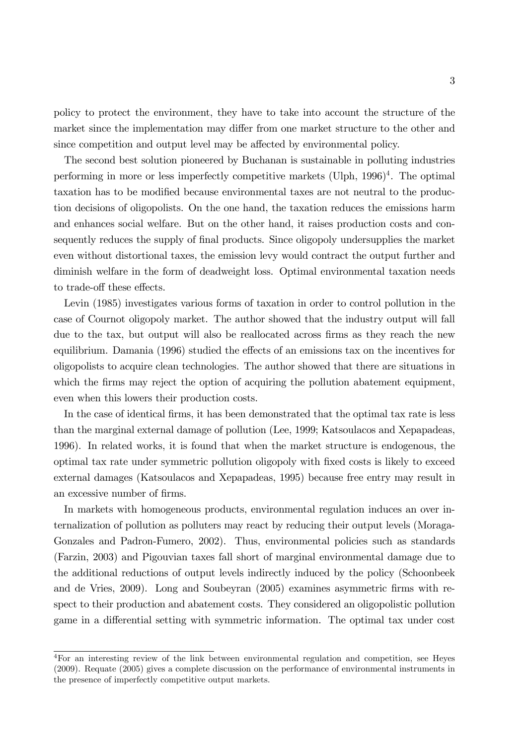policy to protect the environment, they have to take into account the structure of the market since the implementation may differ from one market structure to the other and since competition and output level may be affected by environmental policy.

The second best solution pioneered by Buchanan is sustainable in polluting industries performing in more or less imperfectly competitive markets (Ulph, 1996)[4]. The optimal taxation has to be modified because environmental taxes are not neutral to the production decisions of oligopolists. On the one hand, the taxation reduces the emissions harm and enhances social welfare. But on the other hand, it raises production costs and consequently reduces the supply of final products. Since oligopoly undersupplies the market even without distortional taxes, the emission levy would contract the output further and diminish welfare in the form of deadweight loss. Optimal environmental taxation needs to trade-off these effects.

Levin (1985) investigates various forms of taxation in order to control pollution in the case of Cournot oligopoly market. The author showed that the industry output will fall due to the tax, but output will also be reallocated across firms as they reach the new equilibrium. Damania (1996) studied the effects of an emissions tax on the incentives for oligopolists to acquire clean technologies. The author showed that there are situations in which the firms may reject the option of acquiring the pollution abatement equipment, even when this lowers their production costs.

In the case of identical firms, it has been demonstrated that the optimal tax rate is less than the marginal external damage of pollution (Lee, 1999; Katsoulacos and Xepapadeas, 1996). In related works, it is found that when the market structure is endogenous, the optimal tax rate under symmetric pollution oligopoly with fixed costs is likely to exceed external damages (Katsoulacos and Xepapadeas, 1995) because free entry may result in an excessive number of firms.

In markets with homogeneous products, environmental regulation induces an over internalization of pollution as polluters may react by reducing their output levels (Moraga-Gonzales and Padron-Fumero, 2002). Thus, environmental policies such as standards (Farzin, 2003) and Pigouvian taxes fall short of marginal environmental damage due to the additional reductions of output levels indirectly induced by the policy (Schoonbeek and de Vries, 2009). Long and Soubeyran (2005) examines asymmetric firms with respect to their production and abatement costs. They considered an oligopolistic pollution game in a differential setting with symmetric information. The optimal tax under cost

[4]For an interesting review of the link between environmental regulation and competition, see Heyes (2009). Requate (2005) gives a complete discussion on the performance of environmental instruments in the presence of imperfectly competitive output markets.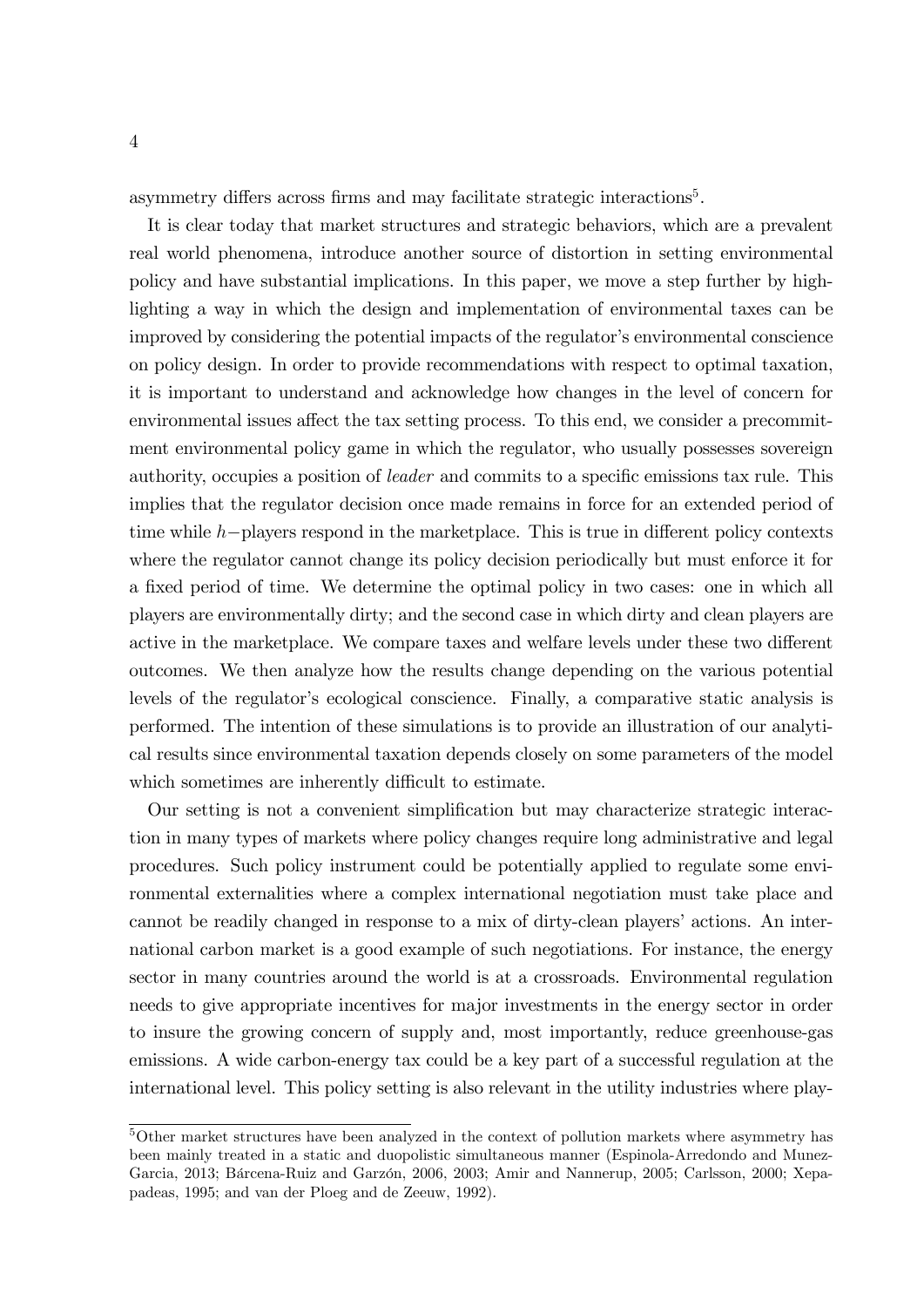asymmetry differs across firms and may facilitate strategic interactions[5].

It is clear today that market structures and strategic behaviors, which are a prevalent real world phenomena, introduce another source of distortion in setting environmental policy and have substantial implications. In this paper, we move a step further by highlighting a way in which the design and implementation of environmental taxes can be improved by considering the potential impacts of the regulator's environmental conscience on policy design. In order to provide recommendations with respect to optimal taxation, it is important to understand and acknowledge how changes in the level of concern for environmental issues affect the tax setting process. To this end, we consider a precommitment environmental policy game in which the regulator, who usually possesses sovereign authority, occupies a position of *leader* and commits to a specific emissions tax rule. This implies that the regulator decision once made remains in force for an extended period of time while $h-$players respond in the marketplace. This is true in different policy contexts where the regulator cannot change its policy decision periodically but must enforce it for a fixed period of time. We determine the optimal policy in two cases: one in which all players are environmentally dirty; and the second case in which dirty and clean players are active in the marketplace. We compare taxes and welfare levels under these two different outcomes. We then analyze how the results change depending on the various potential levels of the regulator's ecological conscience. Finally, a comparative static analysis is performed. The intention of these simulations is to provide an illustration of our analytical results since environmental taxation depends closely on some parameters of the model which sometimes are inherently difficult to estimate.

Our setting is not a convenient simplification but may characterize strategic interaction in many types of markets where policy changes require long administrative and legal procedures. Such policy instrument could be potentially applied to regulate some environmental externalities where a complex international negotiation must take place and cannot be readily changed in response to a mix of dirty-clean players' actions. An international carbon market is a good example of such negotiations. For instance, the energy sector in many countries around the world is at a crossroads. Environmental regulation needs to give appropriate incentives for major investments in the energy sector in order to insure the growing concern of supply and, most importantly, reduce greenhouse-gas emissions. A wide carbon-energy tax could be a key part of a successful regulation at the international level. This policy setting is also relevant in the utility industries where play-

[5] Other market structures have been analyzed in the context of pollution markets where asymmetry has been mainly treated in a static and duopolistic simultaneous manner (Espinola-Arredondo and Munez-Garcia, 2013; Bárcena-Ruiz and Garzón, 2006, 2003; Amir and Nannerup, 2005; Carlsson, 2000; Xepapadeas, 1995; and van der Ploeg and de Zeeuw, 1992).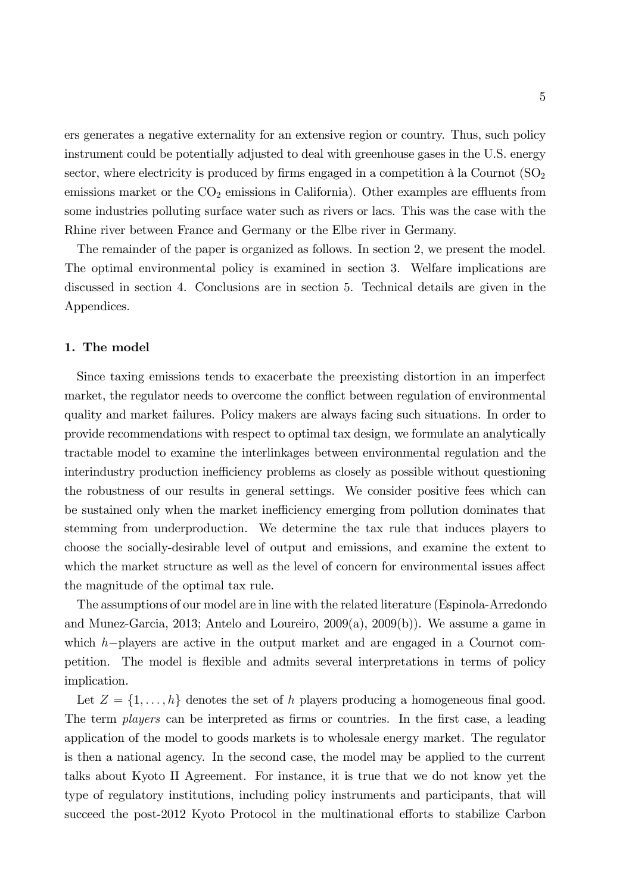ers generates a negative externality for an extensive region or country. Thus, such policy instrument could be potentially adjusted to deal with greenhouse gases in the U.S. energy sector, where electricity is produced by firms engaged in a competition à la Cournot ($SO_2$ emissions market or the $CO_2$ emissions in California). Other examples are effluents from some industries polluting surface water such as rivers or lacs. This was the case with the Rhine river between France and Germany or the Elbe river in Germany.

The remainder of the paper is organized as follows. In section 2, we present the model. The optimal environmental policy is examined in section 3. Welfare implications are discussed in section 4. Conclusions are in section 5. Technical details are given in the Appendices.

## 1. The model

Since taxing emissions tends to exacerbate the preexisting distortion in an imperfect market, the regulator needs to overcome the conflict between regulation of environmental quality and market failures. Policy makers are always facing such situations. In order to provide recommendations with respect to optimal tax design, we formulate an analytically tractable model to examine the interlinkages between environmental regulation and the interindustry production inefficiency problems as closely as possible without questioning the robustness of our results in general settings. We consider positive fees which can be sustained only when the market inefficiency emerging from pollution dominates that stemming from underproduction. We determine the tax rule that induces players to choose the socially-desirable level of output and emissions, and examine the extent to which the market structure as well as the level of concern for environmental issues affect the magnitude of the optimal tax rule.

The assumptions of our model are in line with the related literature (Espinola-Arredondo and Munez-Garcia, 2013; Antelo and Loureiro, 2009(a), 2009(b)). We assume a game in which $h-$players are active in the output market and are engaged in a Cournot competition. The model is flexible and admits several interpretations in terms of policy implication.

Let $Z = \{1, \ldots, h\}$ denotes the set of $h$ players producing a homogeneous final good. The term *players* can be interpreted as firms or countries. In the first case, a leading application of the model to goods markets is to wholesale energy market. The regulator is then a national agency. In the second case, the model may be applied to the current talks about Kyoto II Agreement. For instance, it is true that we do not know yet the type of regulatory institutions, including policy instruments and participants, that will succeed the post-2012 Kyoto Protocol in the multinational efforts to stabilize Carbon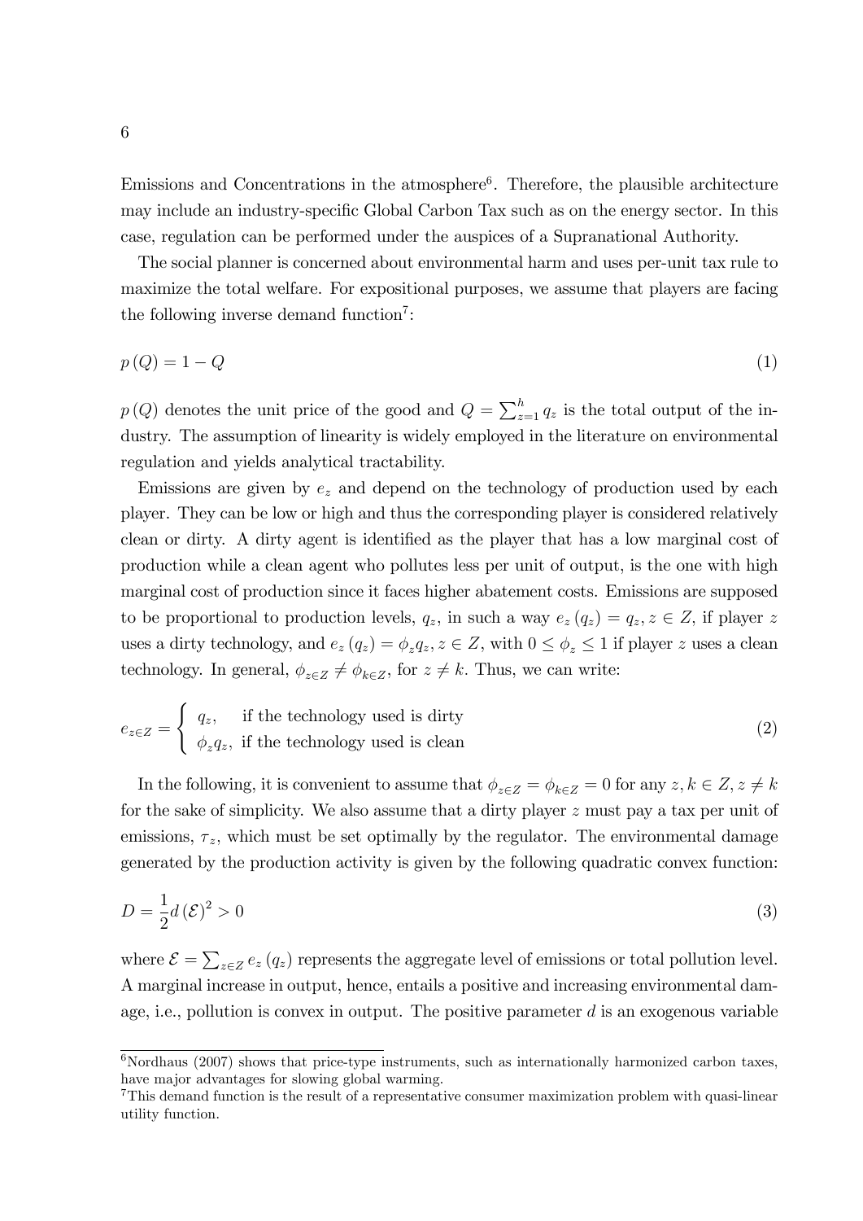Emissions and Concentrations in the atmosphere[6]. Therefore, the plausible architecture may include an industry-specific Global Carbon Tax such as on the energy sector. In this case, regulation can be performed under the auspices of a Supranational Authority.

The social planner is concerned about environmental harm and uses per-unit tax rule to maximize the total welfare. For expositional purposes, we assume that players are facing the following inverse demand function[7]:

$$p(Q) = 1 - Q \tag{1}$$

$p(Q)$ denotes the unit price of the good and $Q = \sum_{z=1}^{h} q_z$ is the total output of the industry. The assumption of linearity is widely employed in the literature on environmental regulation and yields analytical tractability.

Emissions are given by $e_z$ and depend on the technology of production used by each player. They can be low or high and thus the corresponding player is considered relatively clean or dirty. A dirty agent is identified as the player that has a low marginal cost of production while a clean agent who pollutes less per unit of output, is the one with high marginal cost of production since it faces higher abatement costs. Emissions are supposed to be proportional to production levels, $q_z$, in such a way $e_z(q_z) = q_z, z \in Z$, if player $z$ uses a dirty technology, and $e_z(q_z) = \phi_z q_z, z \in Z$, with $0 \leq \phi_z \leq 1$ if player $z$ uses a clean technology. In general, $\phi_{z \in Z} \neq \phi_{k \in Z}$, for $z \neq k$. Thus, we can write:

$$e_{z \in Z} = \begin{cases} q_z, & \text{if the technology used is dirty} \\ \phi_z q_z, & \text{if the technology used is clean} \end{cases} \tag{2}$$

In the following, it is convenient to assume that $\phi_{z \in Z} = \phi_{k \in Z} = 0$ for any $z, k \in Z, z \neq k$ for the sake of simplicity. We also assume that a dirty player $z$ must pay a tax per unit of emissions, $\tau_z$, which must be set optimally by the regulator. The environmental damage generated by the production activity is given by the following quadratic convex function:

$$D = \frac{1}{2} d (\mathcal{E})^2 > 0 \tag{3}$$

where $\mathcal{E} = \sum_{z \in Z} e_z(q_z)$ represents the aggregate level of emissions or total pollution level. A marginal increase in output, hence, entails a positive and increasing environmental damage, i.e., pollution is convex in output. The positive parameter $d$ is an exogenous variable

---

[6] Nordhaus (2007) shows that price-type instruments, such as internationally harmonized carbon taxes, have major advantages for slowing global warming.

[7] This demand function is the result of a representative consumer maximization problem with quasi-linear utility function.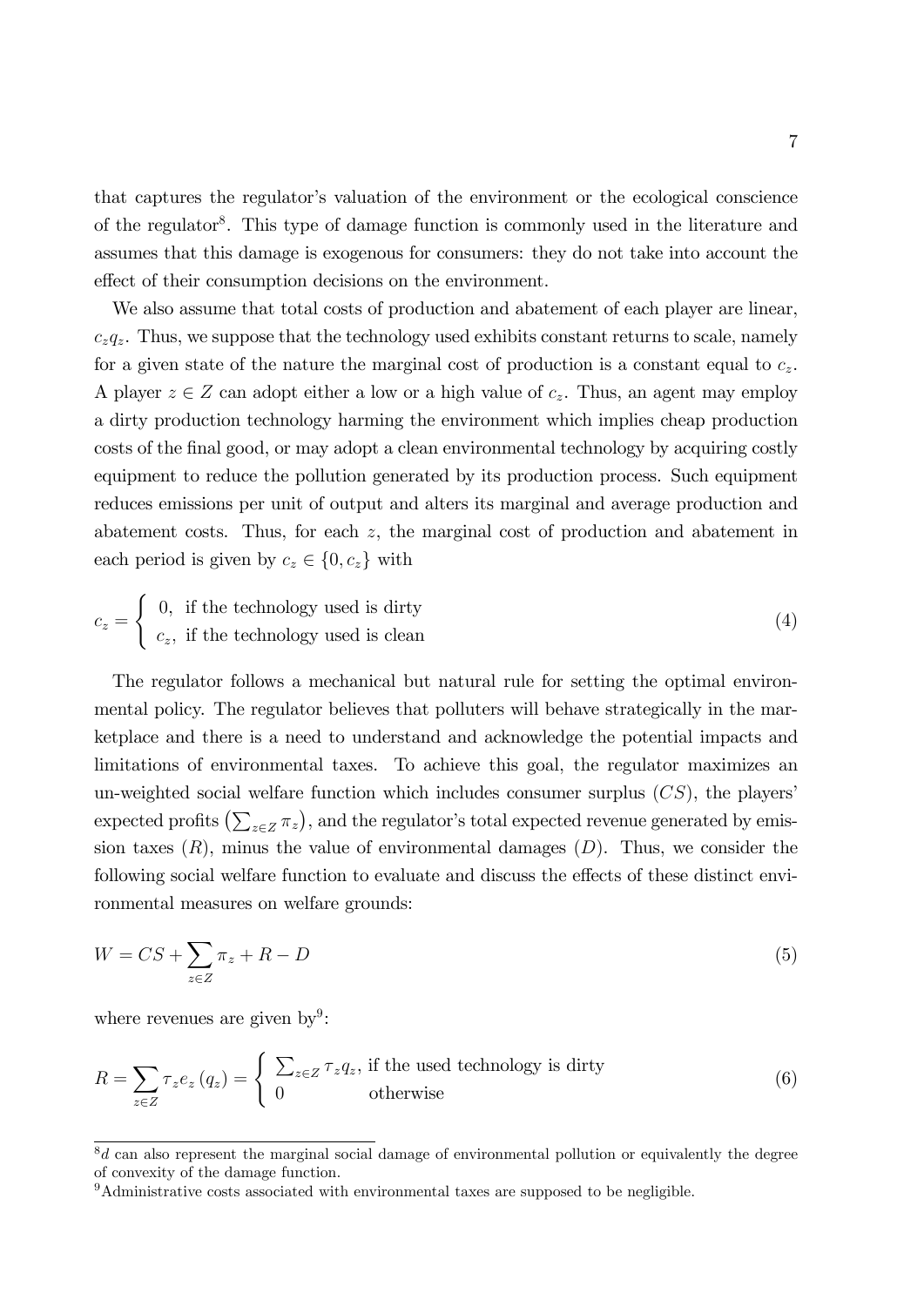that captures the regulator's valuation of the environment or the ecological conscience of the regulator[8]. This type of damage function is commonly used in the literature and assumes that this damage is exogenous for consumers: they do not take into account the effect of their consumption decisions on the environment.

We also assume that total costs of production and abatement of each player are linear, $c_z q_z$. Thus, we suppose that the technology used exhibits constant returns to scale, namely for a given state of the nature the marginal cost of production is a constant equal to $c_z$. A player $z \in Z$ can adopt either a low or a high value of $c_z$. Thus, an agent may employ a dirty production technology harming the environment which implies cheap production costs of the final good, or may adopt a clean environmental technology by acquiring costly equipment to reduce the pollution generated by its production process. Such equipment reduces emissions per unit of output and alters its marginal and average production and abatement costs. Thus, for each $z$, the marginal cost of production and abatement in each period is given by $c_z \in \{0, c_z\}$ with

$$c_z = \begin{cases} 0, & \text{if the technology used is dirty} \\ c_z, & \text{if the technology used is clean} \end{cases} \tag{4}$$

The regulator follows a mechanical but natural rule for setting the optimal environmental policy. The regulator believes that polluters will behave strategically in the marketplace and there is a need to understand and acknowledge the potential impacts and limitations of environmental taxes. To achieve this goal, the regulator maximizes an un-weighted social welfare function which includes consumer surplus ($CS$), the players' expected profits $\left(\sum_{z \in Z} \pi_z\right)$, and the regulator's total expected revenue generated by emission taxes ($R$), minus the value of environmental damages ($D$). Thus, we consider the following social welfare function to evaluate and discuss the effects of these distinct environmental measures on welfare grounds:

$$W = CS + \sum_{z \in Z} \pi_z + R - D \tag{5}$$

where revenues are given by[9]:

$$R = \sum_{z \in Z} \tau_z e_z(q_z) = \begin{cases} \sum_{z \in Z} \tau_z q_z, & \text{if the used technology is dirty} \\ 0 & \text{otherwise} \end{cases} \tag{6}$$

[8] $d$ can also represent the marginal social damage of environmental pollution or equivalently the degree of convexity of the damage function.

[9] Administrative costs associated with environmental taxes are supposed to be negligible.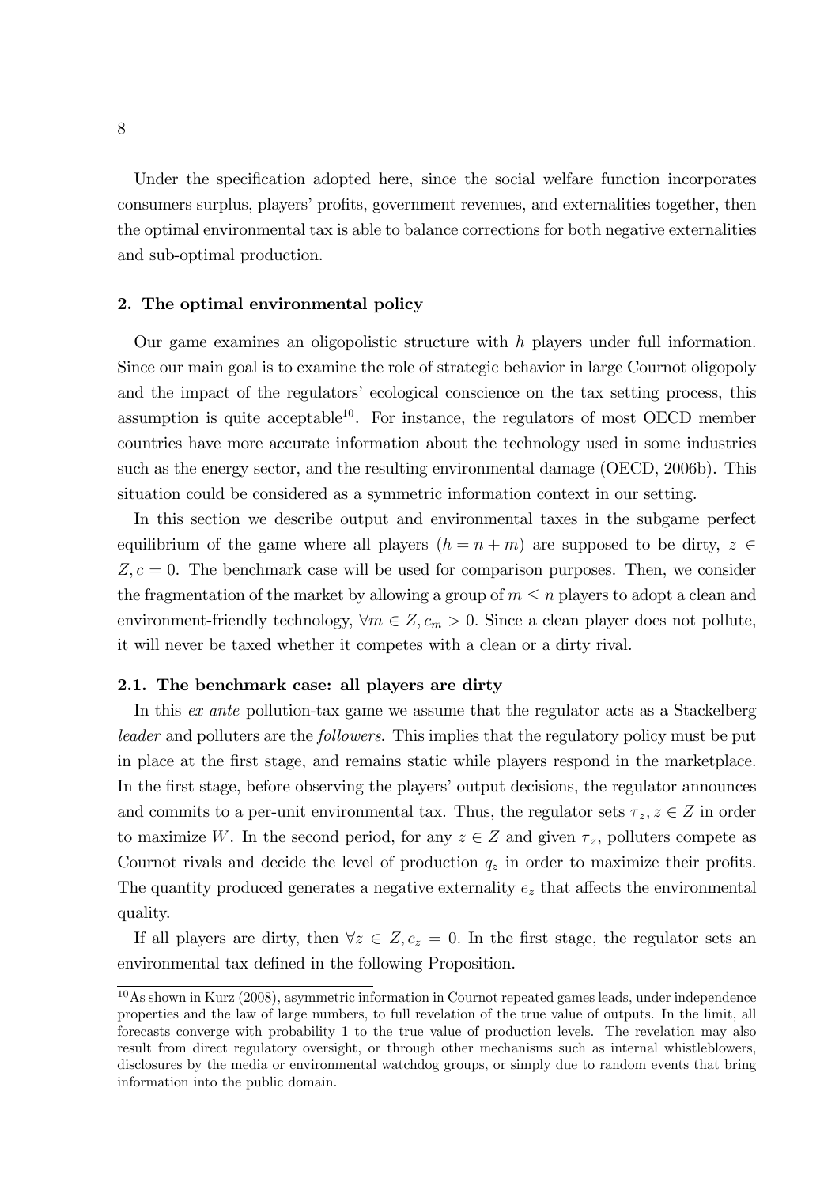Under the specification adopted here, since the social welfare function incorporates consumers surplus, players' profits, government revenues, and externalities together, then the optimal environmental tax is able to balance corrections for both negative externalities and sub-optimal production.

## 2. The optimal environmental policy

Our game examines an oligopolistic structure with $h$ players under full information. Since our main goal is to examine the role of strategic behavior in large Cournot oligopoly and the impact of the regulators' ecological conscience on the tax setting process, this assumption is quite acceptable[10]. For instance, the regulators of most OECD member countries have more accurate information about the technology used in some industries such as the energy sector, and the resulting environmental damage (OECD, 2006b). This situation could be considered as a symmetric information context in our setting.

In this section we describe output and environmental taxes in the subgame perfect equilibrium of the game where all players $(h = n + m)$ are supposed to be dirty, $z \in Z, c = 0$. The benchmark case will be used for comparison purposes. Then, we consider the fragmentation of the market by allowing a group of $m \leq n$ players to adopt a clean and environment-friendly technology, $\forall m \in Z, c_m > 0$. Since a clean player does not pollute, it will never be taxed whether it competes with a clean or a dirty rival.

### 2.1. The benchmark case: all players are dirty

In this *ex ante* pollution-tax game we assume that the regulator acts as a Stackelberg *leader* and polluters are the *followers*. This implies that the regulatory policy must be put in place at the first stage, and remains static while players respond in the marketplace. In the first stage, before observing the players' output decisions, the regulator announces and commits to a per-unit environmental tax. Thus, the regulator sets $\tau_z, z \in Z$ in order to maximize $W$. In the second period, for any $z \in Z$ and given $\tau_z$, polluters compete as Cournot rivals and decide the level of production $q_z$ in order to maximize their profits. The quantity produced generates a negative externality $e_z$ that affects the environmental quality.

If all players are dirty, then $\forall z \in Z, c_z = 0$. In the first stage, the regulator sets an environmental tax defined in the following Proposition.

[10] As shown in Kurz (2008), asymmetric information in Cournot repeated games leads, under independence properties and the law of large numbers, to full revelation of the true value of outputs. In the limit, all forecasts converge with probability 1 to the true value of production levels. The revelation may also result from direct regulatory oversight, or through other mechanisms such as internal whistleblowers, disclosures by the media or environmental watchdog groups, or simply due to random events that bring information into the public domain.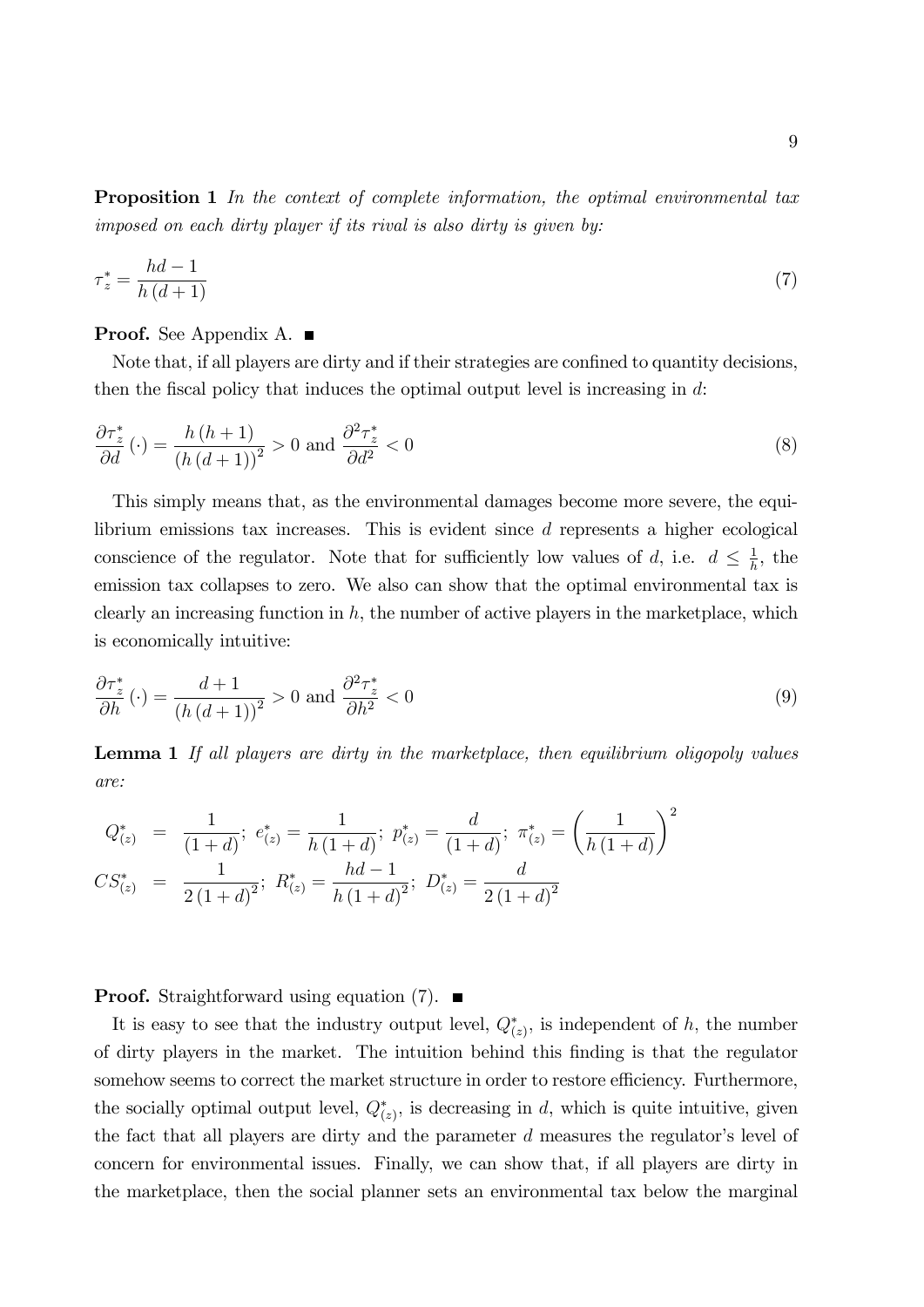**Proposition 1** *In the context of complete information, the optimal environmental tax imposed on each dirty player if its rival is also dirty is given by:*

$$\tau_z^* = \frac{hd - 1}{h(d+1)} \tag{7}$$

**Proof.** See Appendix A. ■

Note that, if all players are dirty and if their strategies are confined to quantity decisions, then the fiscal policy that induces the optimal output level is increasing in $d$:

$$\frac{\partial \tau_z^*}{\partial d}(\cdot) = \frac{h(h+1)}{(h(d+1))^2} > 0 \text{ and } \frac{\partial^2 \tau_z^*}{\partial d^2} < 0 \tag{8}$$

This simply means that, as the environmental damages become more severe, the equilibrium emissions tax increases. This is evident since $d$ represents a higher ecological conscience of the regulator. Note that for sufficiently low values of $d$, i.e. $d \leq \frac{1}{h}$, the emission tax collapses to zero. We also can show that the optimal environmental tax is clearly an increasing function in $h$, the number of active players in the marketplace, which is economically intuitive:

$$\frac{\partial \tau_z^*}{\partial h}(\cdot) = \frac{d+1}{(h(d+1))^2} > 0 \text{ and } \frac{\partial^2 \tau_z^*}{\partial h^2} < 0 \tag{9}$$

**Lemma 1** *If all players are dirty in the marketplace, then equilibrium oligopoly values are:*

$$\begin{aligned}
Q_{(z)}^* &= \frac{1}{(1+d)};\ e_{(z)}^* = \frac{1}{h(1+d)};\ p_{(z)}^* = \frac{d}{(1+d)};\ \pi_{(z)}^* = \left(\frac{1}{h(1+d)}\right)^2 \\
CS_{(z)}^* &= \frac{1}{2(1+d)^2};\ R_{(z)}^* = \frac{hd-1}{h(1+d)^2};\ D_{(z)}^* = \frac{d}{2(1+d)^2}
\end{aligned}$$

**Proof.** Straightforward using equation (7). ■

It is easy to see that the industry output level, $Q_{(z)}^*$, is independent of $h$, the number of dirty players in the market. The intuition behind this finding is that the regulator somehow seems to correct the market structure in order to restore efficiency. Furthermore, the socially optimal output level, $Q_{(z)}^*$, is decreasing in $d$, which is quite intuitive, given the fact that all players are dirty and the parameter $d$ measures the regulator's level of concern for environmental issues. Finally, we can show that, if all players are dirty in the marketplace, then the social planner sets an environmental tax below the marginal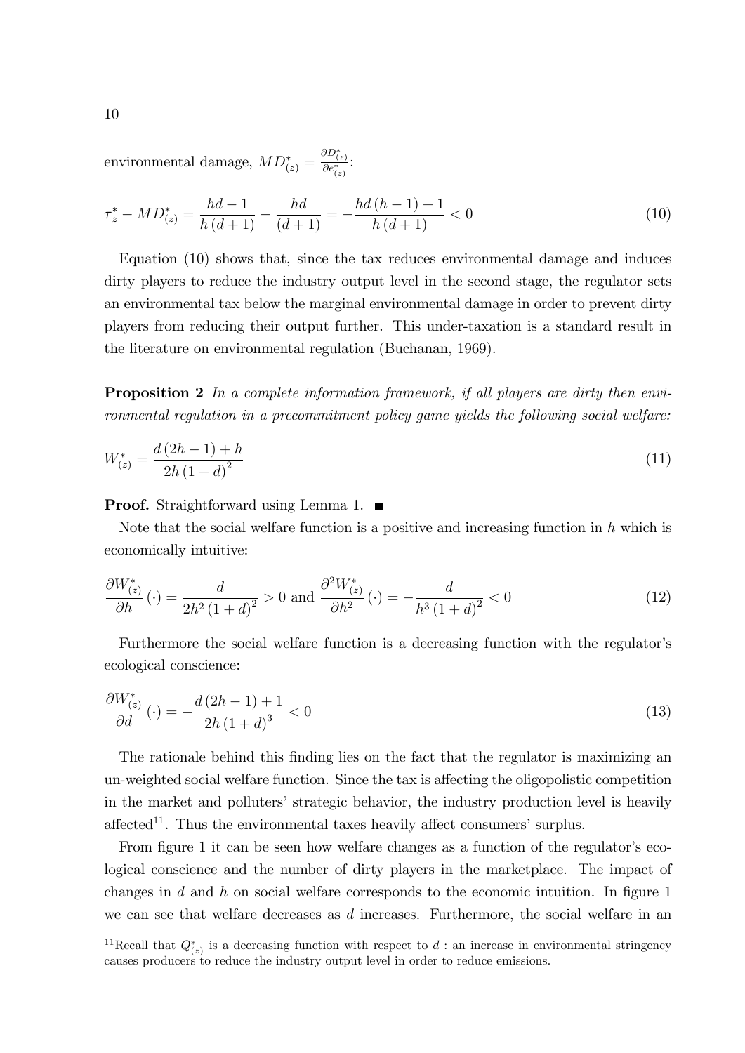environmental damage, $MD^*_{(z)} = \frac{\partial D^*_{(z)}}{\partial e^*_{(z)}}$:

$$\tau^*_z - MD^*_{(z)} = \frac{hd-1}{h(d+1)} - \frac{hd}{(d+1)} = -\frac{hd(h-1)+1}{h(d+1)} < 0 \tag{10}$$

Equation (10) shows that, since the tax reduces environmental damage and induces dirty players to reduce the industry output level in the second stage, the regulator sets an environmental tax below the marginal environmental damage in order to prevent dirty players from reducing their output further. This under-taxation is a standard result in the literature on environmental regulation (Buchanan, 1969).

**Proposition 2** *In a complete information framework, if all players are dirty then environmental regulation in a precommitment policy game yields the following social welfare:*

$$W^*_{(z)} = \frac{d(2h-1)+h}{2h(1+d)^2} \tag{11}$$

**Proof.** Straightforward using Lemma 1. ■

Note that the social welfare function is a positive and increasing function in $h$ which is economically intuitive:

$$\frac{\partial W^*_{(z)}}{\partial h}(\cdot) = \frac{d}{2h^2(1+d)^2} > 0 \text{ and } \frac{\partial^2 W^*_{(z)}}{\partial h^2}(\cdot) = -\frac{d}{h^3(1+d)^2} < 0 \tag{12}$$

Furthermore the social welfare function is a decreasing function with the regulator's ecological conscience:

$$\frac{\partial W^*_{(z)}}{\partial d}(\cdot) = -\frac{d(2h-1)+1}{2h(1+d)^3} < 0 \tag{13}$$

The rationale behind this finding lies on the fact that the regulator is maximizing an un-weighted social welfare function. Since the tax is affecting the oligopolistic competition in the market and polluters' strategic behavior, the industry production level is heavily affected[11]. Thus the environmental taxes heavily affect consumers' surplus.

From figure 1 it can be seen how welfare changes as a function of the regulator's ecological conscience and the number of dirty players in the marketplace. The impact of changes in $d$ and $h$ on social welfare corresponds to the economic intuition. In figure 1 we can see that welfare decreases as $d$ increases. Furthermore, the social welfare in an

[11]Recall that $Q^*_{(z)}$ is a decreasing function with respect to $d$ : an increase in environmental stringency causes producers to reduce the industry output level in order to reduce emissions.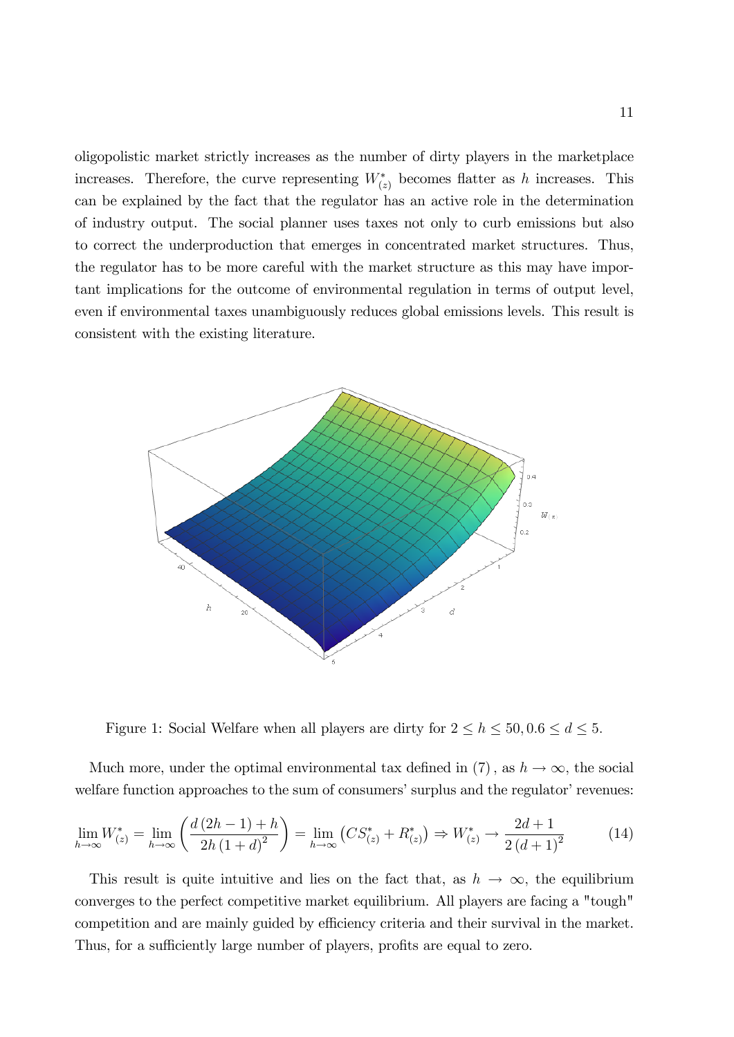oligopolistic market strictly increases as the number of dirty players in the marketplace increases. Therefore, the curve representing $W^*_{(z)}$ becomes flatter as $h$ increases. This can be explained by the fact that the regulator has an active role in the determination of industry output. The social planner uses taxes not only to curb emissions but also to correct the underproduction that emerges in concentrated market structures. Thus, the regulator has to be more careful with the market structure as this may have important implications for the outcome of environmental regulation in terms of output level, even if environmental taxes unambiguously reduces global emissions levels. This result is consistent with the existing literature.

Figure 1: Social Welfare when all players are dirty for $2 \leq h \leq 50, 0.6 \leq d \leq 5$.

Much more, under the optimal environmental tax defined in $(7)$, as $h \to \infty$, the social welfare function approaches to the sum of consumers' surplus and the regulator' revenues:

$$\lim_{h\to\infty} W^*_{(z)} = \lim_{h\to\infty} \left( \frac{d\,(2h-1)+h}{2h\,(1+d)^2} \right) = \lim_{h\to\infty} \left( CS^*_{(z)} + R^*_{(z)} \right) \Rightarrow W^*_{(z)} \to \frac{2d+1}{2\,(d+1)^2} \tag{14}$$

This result is quite intuitive and lies on the fact that, as $h \to \infty$, the equilibrium converges to the perfect competitive market equilibrium. All players are facing a "tough" competition and are mainly guided by efficiency criteria and their survival in the market. Thus, for a sufficiently large number of players, profits are equal to zero.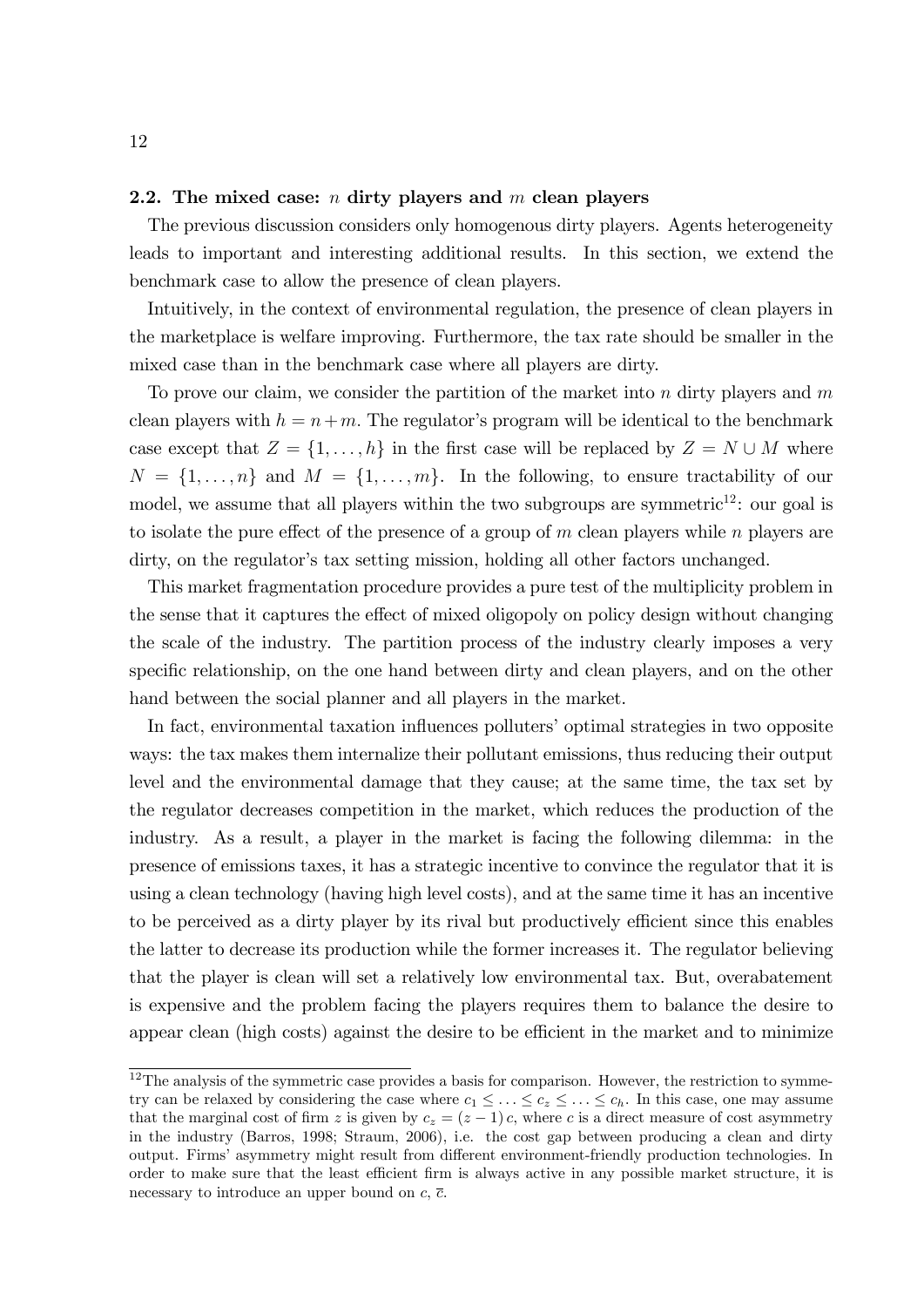### 2.2. The mixed case: $n$ dirty players and $m$ clean players

The previous discussion considers only homogenous dirty players. Agents heterogeneity leads to important and interesting additional results. In this section, we extend the benchmark case to allow the presence of clean players.

Intuitively, in the context of environmental regulation, the presence of clean players in the marketplace is welfare improving. Furthermore, the tax rate should be smaller in the mixed case than in the benchmark case where all players are dirty.

To prove our claim, we consider the partition of the market into $n$ dirty players and $m$ clean players with $h = n + m$. The regulator's program will be identical to the benchmark case except that $Z = \{1, \ldots, h\}$ in the first case will be replaced by $Z = N \cup M$ where $N = \{1, \ldots, n\}$ and $M = \{1, \ldots, m\}$. In the following, to ensure tractability of our model, we assume that all players within the two subgroups are symmetric[12]: our goal is to isolate the pure effect of the presence of a group of $m$ clean players while $n$ players are dirty, on the regulator's tax setting mission, holding all other factors unchanged.

This market fragmentation procedure provides a pure test of the multiplicity problem in the sense that it captures the effect of mixed oligopoly on policy design without changing the scale of the industry. The partition process of the industry clearly imposes a very specific relationship, on the one hand between dirty and clean players, and on the other hand between the social planner and all players in the market.

In fact, environmental taxation influences polluters' optimal strategies in two opposite ways: the tax makes them internalize their pollutant emissions, thus reducing their output level and the environmental damage that they cause; at the same time, the tax set by the regulator decreases competition in the market, which reduces the production of the industry. As a result, a player in the market is facing the following dilemma: in the presence of emissions taxes, it has a strategic incentive to convince the regulator that it is using a clean technology (having high level costs), and at the same time it has an incentive to be perceived as a dirty player by its rival but productively efficient since this enables the latter to decrease its production while the former increases it. The regulator believing that the player is clean will set a relatively low environmental tax. But, overabatement is expensive and the problem facing the players requires them to balance the desire to appear clean (high costs) against the desire to be efficient in the market and to minimize

[12] The analysis of the symmetric case provides a basis for comparison. However, the restriction to symmetry can be relaxed by considering the case where $c_1 \leq \ldots \leq c_z \leq \ldots \leq c_h$. In this case, one may assume that the marginal cost of firm $z$ is given by $c_z = (z-1)\,c$, where $c$ is a direct measure of cost asymmetry in the industry (Barros, 1998; Straum, 2006), i.e. the cost gap between producing a clean and dirty output. Firms' asymmetry might result from different environment-friendly production technologies. In order to make sure that the least efficient firm is always active in any possible market structure, it is necessary to introduce an upper bound on $c$, $\bar{c}$.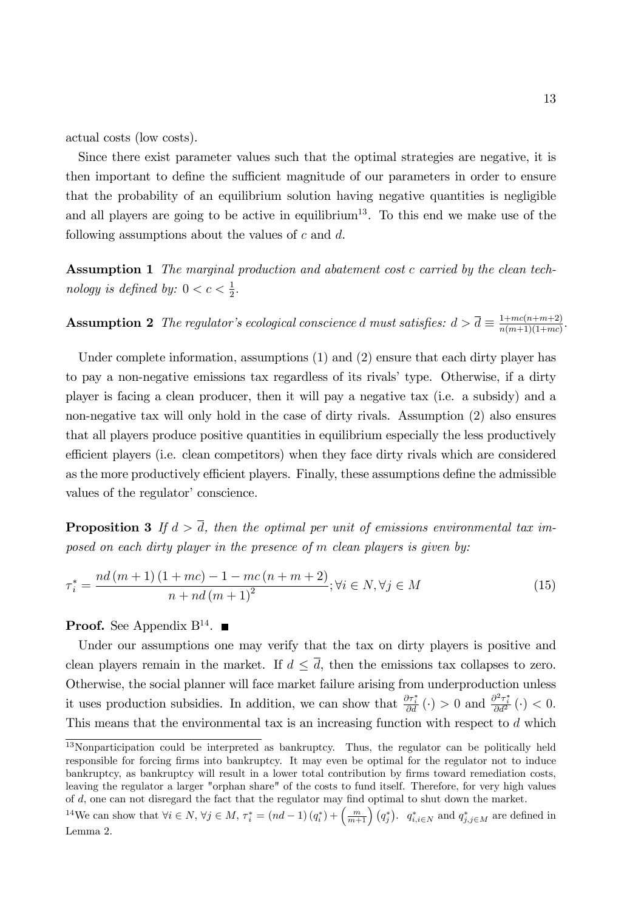actual costs (low costs).

Since there exist parameter values such that the optimal strategies are negative, it is then important to define the sufficient magnitude of our parameters in order to ensure that the probability of an equilibrium solution having negative quantities is negligible and all players are going to be active in equilibrium[13]. To this end we make use of the following assumptions about the values of $c$ and $d$.

**Assumption 1** *The marginal production and abatement cost $c$ carried by the clean technology is defined by: $0 < c < \frac{1}{2}$.*

**Assumption 2** *The regulator's ecological conscience $d$ must satisfies: $d > \overline{d} \equiv \frac{1+mc(n+m+2)}{n(m+1)(1+mc)}$.*

Under complete information, assumptions (1) and (2) ensure that each dirty player has to pay a non-negative emissions tax regardless of its rivals' type. Otherwise, if a dirty player is facing a clean producer, then it will pay a negative tax (i.e. a subsidy) and a non-negative tax will only hold in the case of dirty rivals. Assumption (2) also ensures that all players produce positive quantities in equilibrium especially the less productively efficient players (i.e. clean competitors) when they face dirty rivals which are considered as the more productively efficient players. Finally, these assumptions define the admissible values of the regulator' conscience.

**Proposition 3** *If $d > \overline{d}$, then the optimal per unit of emissions environmental tax imposed on each dirty player in the presence of $m$ clean players is given by:*

$$\tau_i^* = \frac{nd\,(m+1)\,(1+mc) - 1 - mc\,(n+m+2)}{n + nd\,(m+1)^2}; \forall i \in N, \forall j \in M \tag{15}$$

**Proof.** See Appendix B[14]. ■

Under our assumptions one may verify that the tax on dirty players is positive and clean players remain in the market. If $d \leq \overline{d}$, then the emissions tax collapses to zero. Otherwise, the social planner will face market failure arising from underproduction unless it uses production subsidies. In addition, we can show that $\frac{\partial \tau_i^*}{\partial d}(\cdot) > 0$ and $\frac{\partial^2 \tau_i^*}{\partial d^2}(\cdot) < 0$. This means that the environmental tax is an increasing function with respect to $d$ which

---

[13] Nonparticipation could be interpreted as bankruptcy. Thus, the regulator can be politically held responsible for forcing firms into bankruptcy. It may even be optimal for the regulator not to induce bankruptcy, as bankruptcy will result in a lower total contribution by firms toward remediation costs, leaving the regulator a larger "orphan share" of the costs to fund itself. Therefore, for very high values of $d$, one can not disregard the fact that the regulator may find optimal to shut down the market.

[14] We can show that $\forall i \in N$, $\forall j \in M$, $\tau_i^* = (nd-1)\,(q_i^*) + \left(\frac{m}{m+1}\right)(q_j^*)$. $q_{i,i \in N}^*$ and $q_{j,j \in M}^*$ are defined in Lemma 2.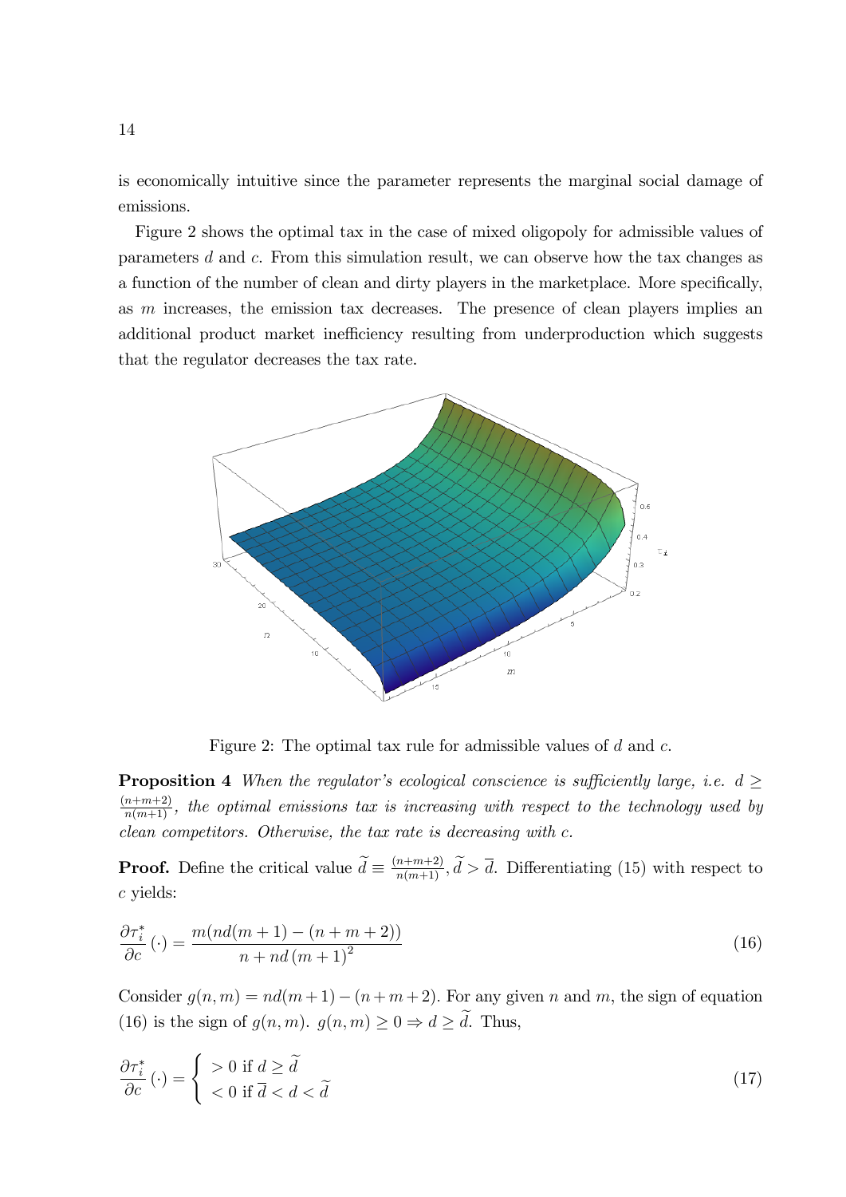is economically intuitive since the parameter represents the marginal social damage of emissions.

Figure 2 shows the optimal tax in the case of mixed oligopoly for admissible values of parameters $d$ and $c$. From this simulation result, we can observe how the tax changes as a function of the number of clean and dirty players in the marketplace. More specifically, as $m$ increases, the emission tax decreases. The presence of clean players implies an additional product market inefficiency resulting from underproduction which suggests that the regulator decreases the tax rate.

Figure 2: The optimal tax rule for admissible values of $d$ and $c$.

**Proposition 4** *When the regulator's ecological conscience is sufficiently large, i.e.* $d \geq \frac{(n+m+2)}{n(m+1)}$*, the optimal emissions tax is increasing with respect to the technology used by clean competitors. Otherwise, the tax rate is decreasing with* $c$*.*

**Proof.** Define the critical value $\widetilde{d} \equiv \frac{(n+m+2)}{n(m+1)}$, $\widetilde{d} > \overline{d}$. Differentiating (15) with respect to $c$ yields:

$$\frac{\partial \tau_i^*}{\partial c}(\cdot) = \frac{m(nd(m+1) - (n+m+2))}{n + nd\,(m+1)^2} \tag{16}$$

Consider $g(n,m) = nd(m+1) - (n+m+2)$. For any given $n$ and $m$, the sign of equation (16) is the sign of $g(n,m)$. $g(n,m) \geq 0 \Rightarrow d \geq \widetilde{d}$. Thus,

$$\frac{\partial \tau_i^*}{\partial c}(\cdot) = \begin{cases} > 0 \text{ if } d \geq \widetilde{d} \\ < 0 \text{ if } \overline{d} < d < \widetilde{d} \end{cases} \tag{17}$$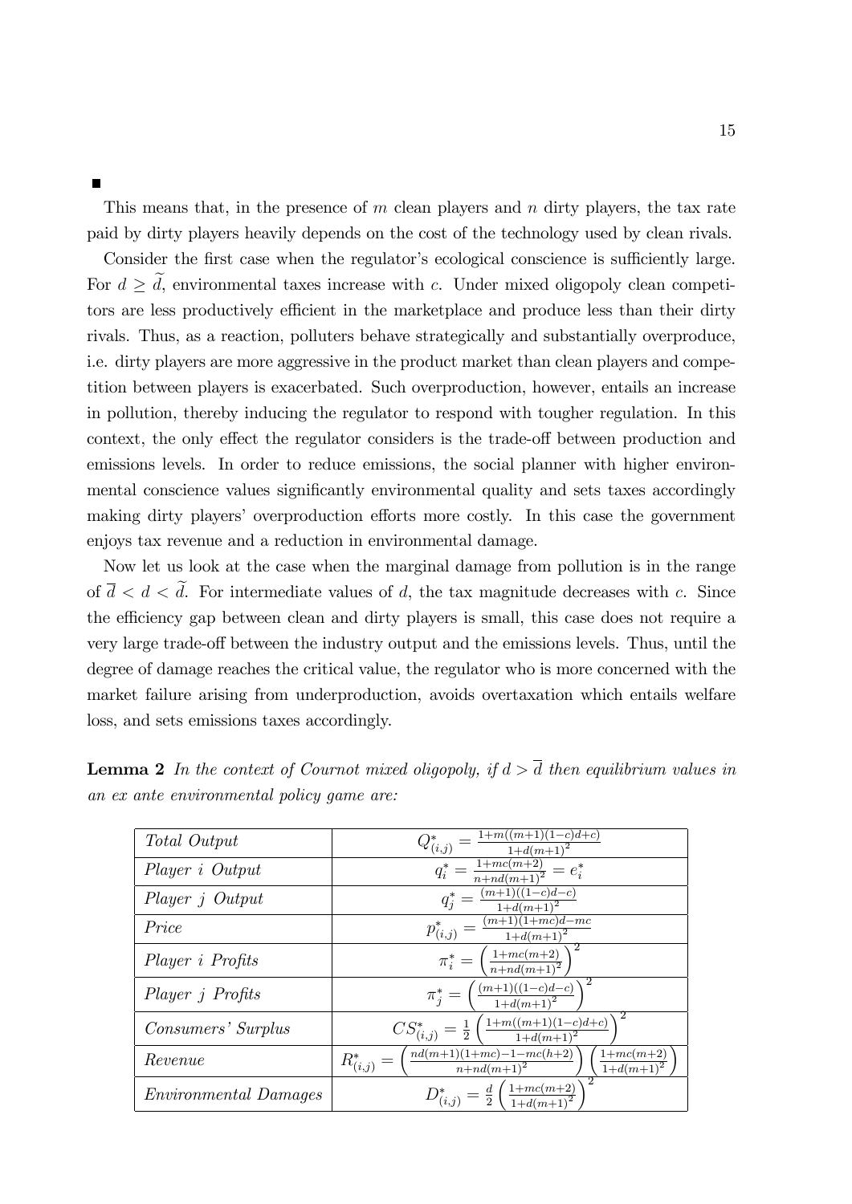■

This means that, in the presence of $m$ clean players and $n$ dirty players, the tax rate paid by dirty players heavily depends on the cost of the technology used by clean rivals.

Consider the first case when the regulator's ecological conscience is sufficiently large. For $d \geq \widetilde{d}$, environmental taxes increase with $c$. Under mixed oligopoly clean competitors are less productively efficient in the marketplace and produce less than their dirty rivals. Thus, as a reaction, polluters behave strategically and substantially overproduce, i.e. dirty players are more aggressive in the product market than clean players and competition between players is exacerbated. Such overproduction, however, entails an increase in pollution, thereby inducing the regulator to respond with tougher regulation. In this context, the only effect the regulator considers is the trade-off between production and emissions levels. In order to reduce emissions, the social planner with higher environmental conscience values significantly environmental quality and sets taxes accordingly making dirty players' overproduction efforts more costly. In this case the government enjoys tax revenue and a reduction in environmental damage.

Now let us look at the case when the marginal damage from pollution is in the range of $\overline{d} < d < \widetilde{d}$. For intermediate values of $d$, the tax magnitude decreases with $c$. Since the efficiency gap between clean and dirty players is small, this case does not require a very large trade-off between the industry output and the emissions levels. Thus, until the degree of damage reaches the critical value, the regulator who is more concerned with the market failure arising from underproduction, avoids overtaxation which entails welfare loss, and sets emissions taxes accordingly.

**Lemma 2** *In the context of Cournot mixed oligopoly, if $d > \overline{d}$ then equilibrium values in an ex ante environmental policy game are:*

| | |
|---|---|
| *Total Output* | $Q^*_{(i,j)} = \frac{1+m((m+1)(1-c)d+c)}{1+d(m+1)^2}$ |
| *Player i Output* | $q^*_i = \frac{1+mc(m+2)}{n+nd(m+1)^2} = e^*_i$ |
| *Player j Output* | $q^*_j = \frac{(m+1)((1-c)d-c)}{1+d(m+1)^2}$ |
| *Price* | $p^*_{(i,j)} = \frac{(m+1)(1+mc)d-mc}{1+d(m+1)^2}$ |
| *Player i Profits* | $\pi^*_i = \left(\frac{1+mc(m+2)}{n+nd(m+1)^2}\right)^2$ |
| *Player j Profits* | $\pi^*_j = \left(\frac{(m+1)((1-c)d-c)}{1+d(m+1)^2}\right)^2$ |
| *Consumers' Surplus* | $CS^*_{(i,j)} = \frac{1}{2}\left(\frac{1+m((m+1)(1-c)d+c)}{1+d(m+1)^2}\right)^2$ |
| *Revenue* | $R^*_{(i,j)} = \left(\frac{nd(m+1)(1+mc)-1-mc(h+2)}{n+nd(m+1)^2}\right)\left(\frac{1+mc(m+2)}{1+d(m+1)^2}\right)$ |
| *Environmental Damages* | $D^*_{(i,j)} = \frac{d}{2}\left(\frac{1+mc(m+2)}{1+d(m+1)^2}\right)^2$ |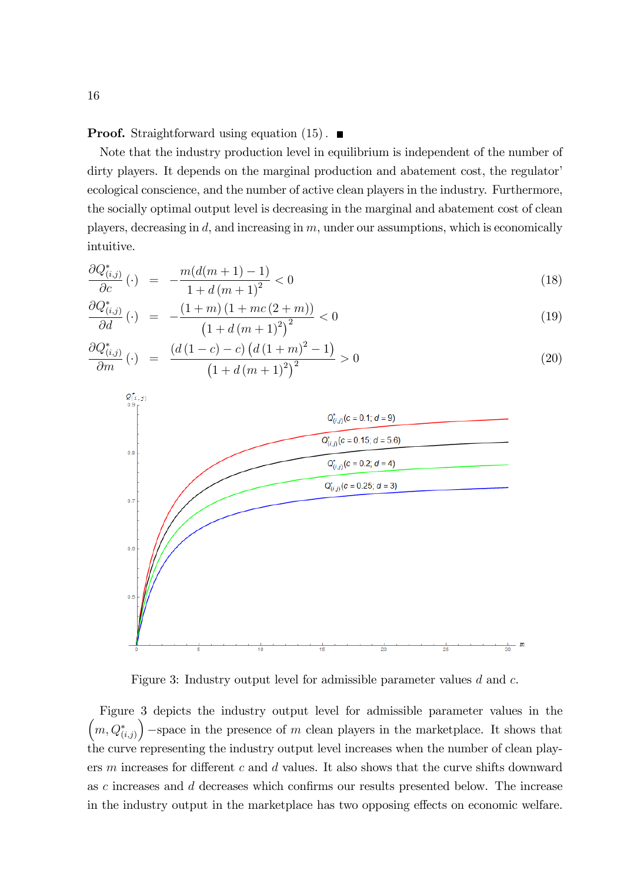**Proof.** Straightforward using equation (15). ■

Note that the industry production level in equilibrium is independent of the number of dirty players. It depends on the marginal production and abatement cost, the regulator' ecological conscience, and the number of active clean players in the industry. Furthermore, the socially optimal output level is decreasing in the marginal and abatement cost of clean players, decreasing in $d$, and increasing in $m$, under our assumptions, which is economically intuitive.

$$\frac{\partial Q^*_{(i,j)}}{\partial c}(\cdot) = -\frac{m(d(m+1)-1)}{1+d(m+1)^2} < 0 \tag{18}$$

$$\frac{\partial Q^*_{(i,j)}}{\partial d}(\cdot) = -\frac{(1+m)(1+mc(2+m))}{\left(1+d(m+1)^2\right)^2} < 0 \tag{19}$$

$$\frac{\partial Q^*_{(i,j)}}{\partial m}(\cdot) = \frac{(d(1-c)-c)\left(d(1+m)^2-1\right)}{\left(1+d(m+1)^2\right)^2} > 0 \tag{20}$$

Figure 3: Industry output level for admissible parameter values $d$ and $c$.

Figure 3 depicts the industry output level for admissible parameter values in the $\left(m, Q^*_{(i,j)}\right)$ −space in the presence of $m$ clean players in the marketplace. It shows that the curve representing the industry output level increases when the number of clean players $m$ increases for different $c$ and $d$ values. It also shows that the curve shifts downward as $c$ increases and $d$ decreases which confirms our results presented below. The increase in the industry output in the marketplace has two opposing effects on economic welfare.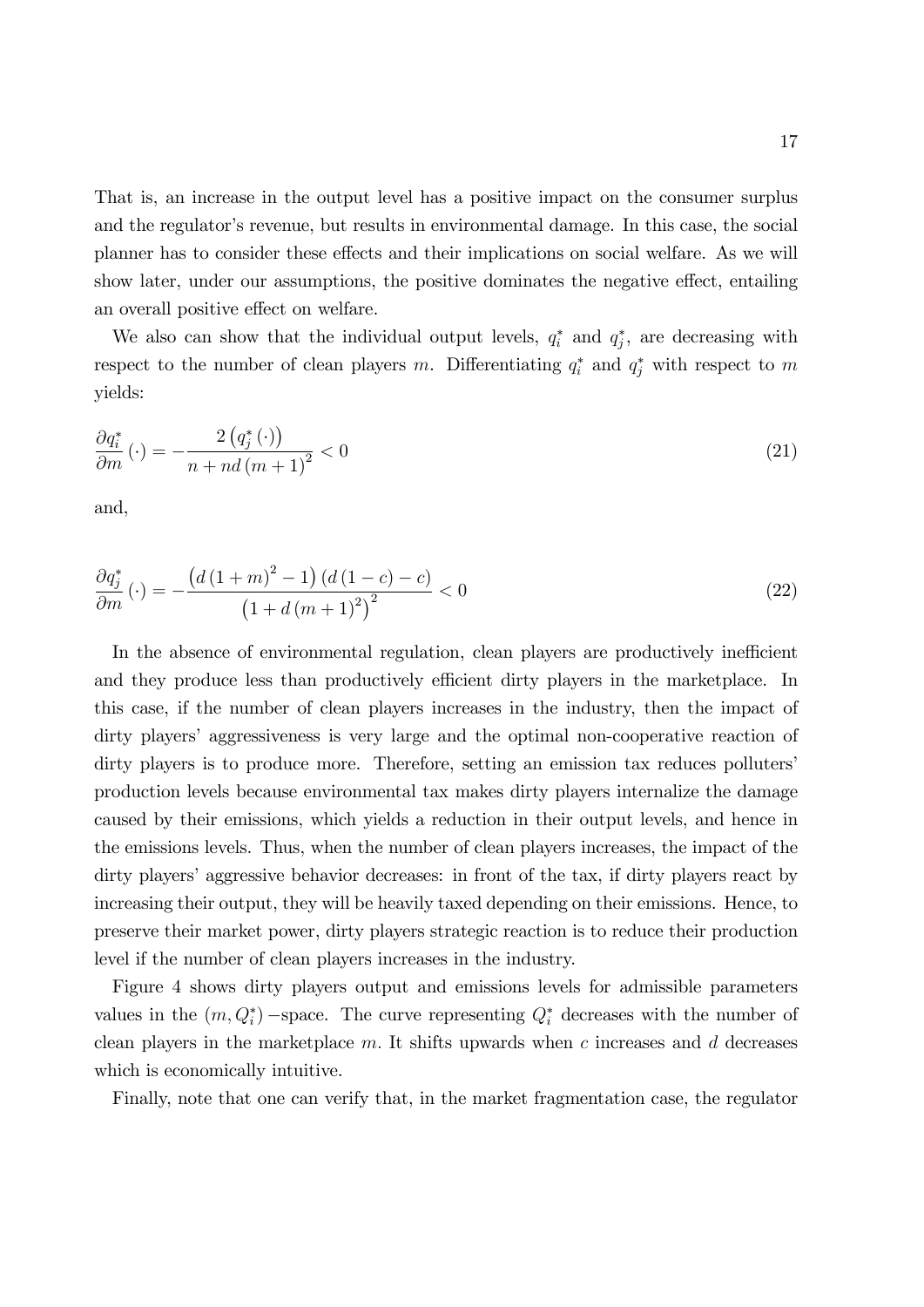That is, an increase in the output level has a positive impact on the consumer surplus and the regulator's revenue, but results in environmental damage. In this case, the social planner has to consider these effects and their implications on social welfare. As we will show later, under our assumptions, the positive dominates the negative effect, entailing an overall positive effect on welfare.

We also can show that the individual output levels, $q_i^*$ and $q_j^*$, are decreasing with respect to the number of clean players $m$. Differentiating $q_i^*$ and $q_j^*$ with respect to $m$ yields:

$$\frac{\partial q_i^*}{\partial m}(\cdot) = -\frac{2\left(q_j^*(\cdot)\right)}{n + nd\left(m+1\right)^2} < 0 \tag{21}$$

and,

$$\frac{\partial q_j^*}{\partial m}(\cdot) = -\frac{\left(d\left(1+m\right)^2 - 1\right)\left(d\left(1-c\right) - c\right)}{\left(1 + d\left(m+1\right)^2\right)^2} < 0 \tag{22}$$

In the absence of environmental regulation, clean players are productively inefficient and they produce less than productively efficient dirty players in the marketplace. In this case, if the number of clean players increases in the industry, then the impact of dirty players' aggressiveness is very large and the optimal non-cooperative reaction of dirty players is to produce more. Therefore, setting an emission tax reduces polluters' production levels because environmental tax makes dirty players internalize the damage caused by their emissions, which yields a reduction in their output levels, and hence in the emissions levels. Thus, when the number of clean players increases, the impact of the dirty players' aggressive behavior decreases: in front of the tax, if dirty players react by increasing their output, they will be heavily taxed depending on their emissions. Hence, to preserve their market power, dirty players strategic reaction is to reduce their production level if the number of clean players increases in the industry.

Figure 4 shows dirty players output and emissions levels for admissible parameters values in the $(m, Q_i^*)$ −space. The curve representing $Q_i^*$ decreases with the number of clean players in the marketplace $m$. It shifts upwards when $c$ increases and $d$ decreases which is economically intuitive.

Finally, note that one can verify that, in the market fragmentation case, the regulator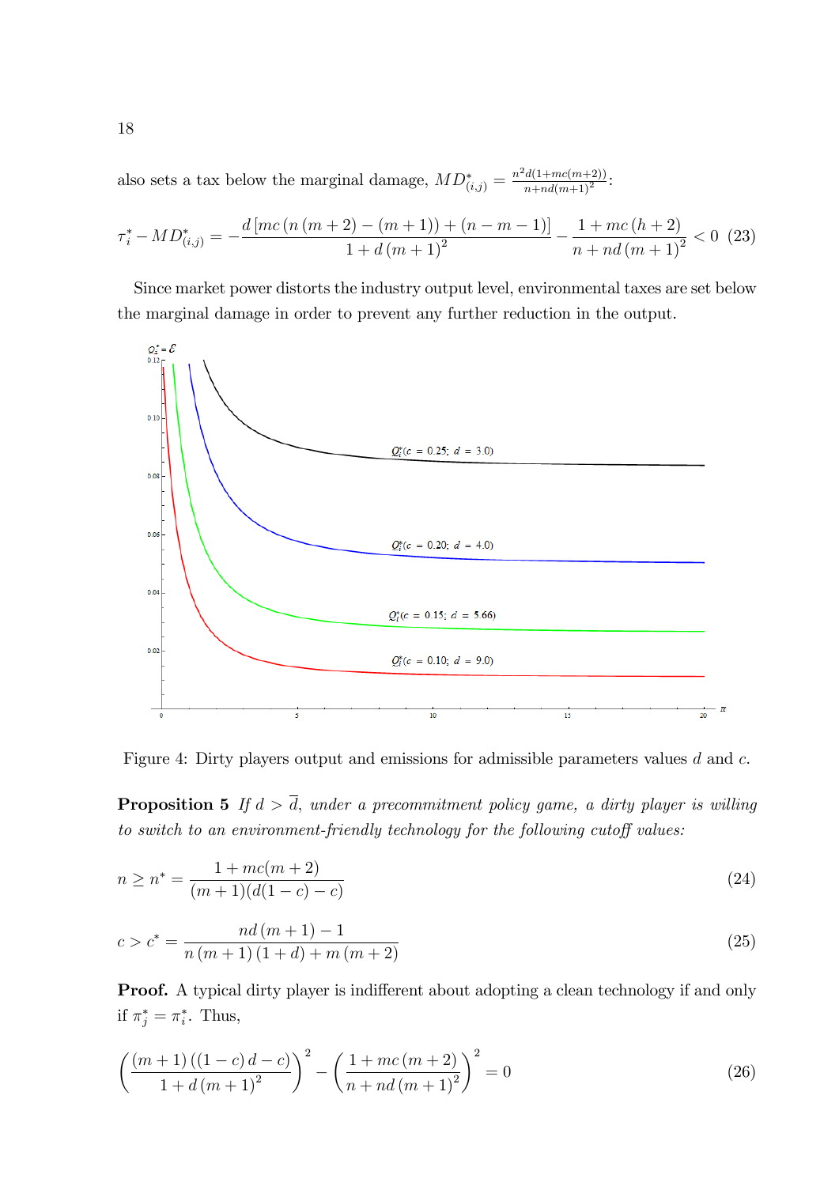also sets a tax below the marginal damage, $MD^*_{(i,j)} = \frac{n^2 d(1+mc(m+2))}{n+nd(m+1)^2}$:

$$\tau_i^* - MD^*_{(i,j)} = -\frac{d\left[mc\left(n\left(m+2\right)-\left(m+1\right)\right)+\left(n-m-1\right)\right]}{1+d\left(m+1\right)^2} - \frac{1+mc\left(h+2\right)}{n+nd\left(m+1\right)^2} < 0 \quad (23)$$

Since market power distorts the industry output level, environmental taxes are set below the marginal damage in order to prevent any further reduction in the output.

Figure 4: Dirty players output and emissions for admissible parameters values $d$ and $c$.

**Proposition 5** *If $d > \overline{d}$, under a precommitment policy game, a dirty player is willing to switch to an environment-friendly technology for the following cutoff values:*

$$n \geq n^* = \frac{1+mc(m+2)}{(m+1)(d(1-c)-c)} \quad (24)$$

$$c > c^* = \frac{nd\left(m+1\right)-1}{n\left(m+1\right)\left(1+d\right)+m\left(m+2\right)} \quad (25)$$

**Proof.** A typical dirty player is indifferent about adopting a clean technology if and only if $\pi_j^* = \pi_i^*$. Thus,

$$\left(\frac{\left(m+1\right)\left(\left(1-c\right)d-c\right)}{1+d\left(m+1\right)^2}\right)^2 - \left(\frac{1+mc\left(m+2\right)}{n+nd\left(m+1\right)^2}\right)^2 = 0 \quad (26)$$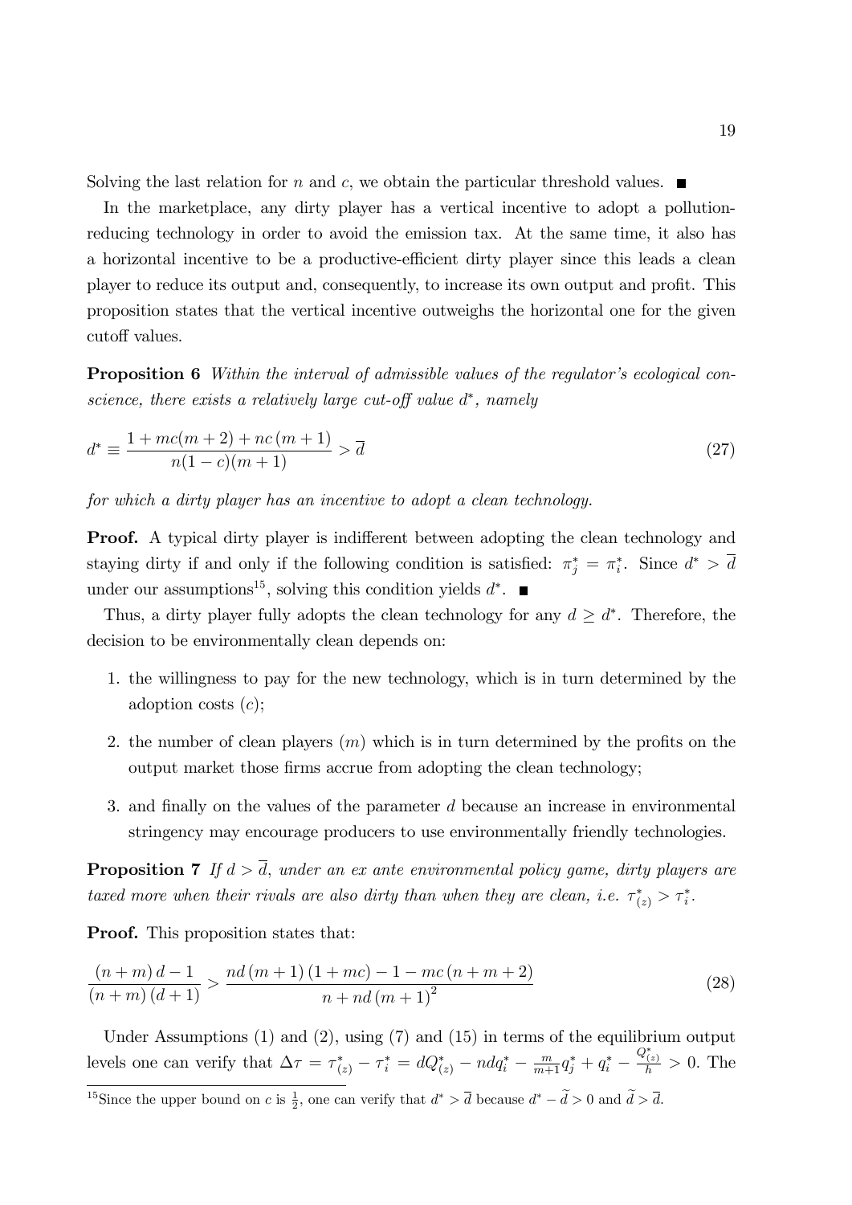Solving the last relation for $n$ and $c$, we obtain the particular threshold values. ■

In the marketplace, any dirty player has a vertical incentive to adopt a pollution-reducing technology in order to avoid the emission tax. At the same time, it also has a horizontal incentive to be a productive-efficient dirty player since this leads a clean player to reduce its output and, consequently, to increase its own output and profit. This proposition states that the vertical incentive outweighs the horizontal one for the given cutoff values.

**Proposition 6** *Within the interval of admissible values of the regulator's ecological conscience, there exists a relatively large cut-off value $d^*$, namely*

$$d^* \equiv \frac{1 + mc(m+2) + nc\,(m+1)}{n(1-c)(m+1)} > \overline{d} \tag{27}$$

*for which a dirty player has an incentive to adopt a clean technology.*

**Proof.** A typical dirty player is indifferent between adopting the clean technology and staying dirty if and only if the following condition is satisfied: $\pi_j^* = \pi_i^*$. Since $d^* > \overline{d}$ under our assumptions[15], solving this condition yields $d^*$. ■

Thus, a dirty player fully adopts the clean technology for any $d \geq d^*$. Therefore, the decision to be environmentally clean depends on:

1. the willingness to pay for the new technology, which is in turn determined by the adoption costs ($c$);
2. the number of clean players ($m$) which is in turn determined by the profits on the output market those firms accrue from adopting the clean technology;
3. and finally on the values of the parameter $d$ because an increase in environmental stringency may encourage producers to use environmentally friendly technologies.

**Proposition 7** *If $d > \overline{d}$, under an ex ante environmental policy game, dirty players are taxed more when their rivals are also dirty than when they are clean, i.e. $\tau_{(z)}^* > \tau_i^*$.*

**Proof.** This proposition states that:

$$\frac{(n+m)\,d - 1}{(n+m)\,(d+1)} > \frac{nd\,(m+1)\,(1+mc) - 1 - mc\,(n+m+2)}{n + nd\,(m+1)^2} \tag{28}$$

Under Assumptions (1) and (2), using (7) and (15) in terms of the equilibrium output levels one can verify that $\Delta\tau = \tau_{(z)}^* - \tau_i^* = dQ_{(z)}^* - ndq_i^* - \frac{m}{m+1}q_j^* + q_i^* - \frac{Q_{(z)}^*}{h} > 0$. The

[15] Since the upper bound on $c$ is $\frac{1}{2}$, one can verify that $d^* > \overline{d}$ because $d^* - \widetilde{d} > 0$ and $\widetilde{d} > \overline{d}$.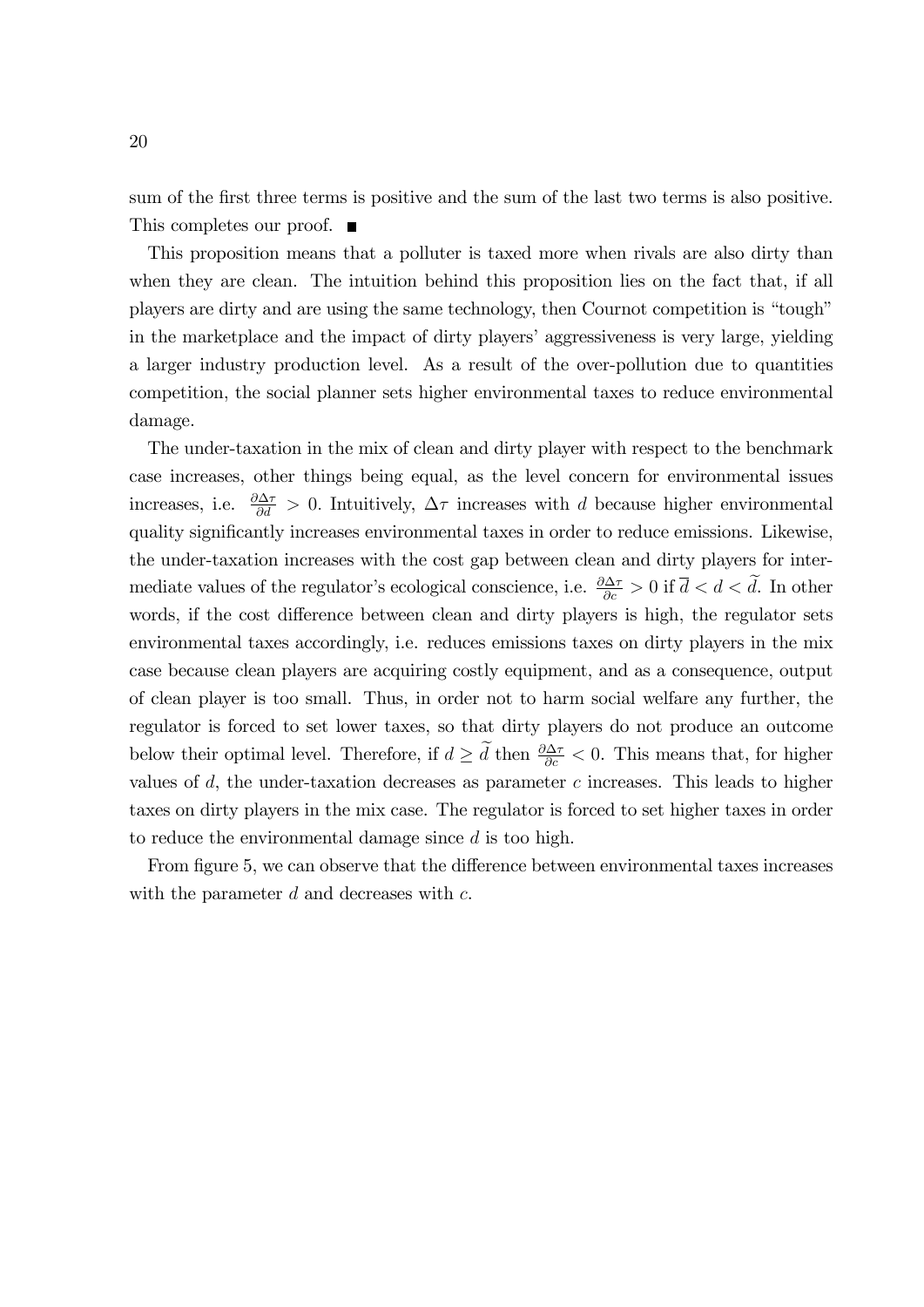sum of the first three terms is positive and the sum of the last two terms is also positive. This completes our proof. ■

This proposition means that a polluter is taxed more when rivals are also dirty than when they are clean. The intuition behind this proposition lies on the fact that, if all players are dirty and are using the same technology, then Cournot competition is "tough" in the marketplace and the impact of dirty players' aggressiveness is very large, yielding a larger industry production level. As a result of the over-pollution due to quantities competition, the social planner sets higher environmental taxes to reduce environmental damage.

The under-taxation in the mix of clean and dirty player with respect to the benchmark case increases, other things being equal, as the level concern for environmental issues increases, i.e. $\frac{\partial \Delta \tau}{\partial d} > 0$. Intuitively, $\Delta \tau$ increases with $d$ because higher environmental quality significantly increases environmental taxes in order to reduce emissions. Likewise, the under-taxation increases with the cost gap between clean and dirty players for intermediate values of the regulator's ecological conscience, i.e. $\frac{\partial \Delta \tau}{\partial c} > 0$ if $\overline{d} < d < \widetilde{d}$. In other words, if the cost difference between clean and dirty players is high, the regulator sets environmental taxes accordingly, i.e. reduces emissions taxes on dirty players in the mix case because clean players are acquiring costly equipment, and as a consequence, output of clean player is too small. Thus, in order not to harm social welfare any further, the regulator is forced to set lower taxes, so that dirty players do not produce an outcome below their optimal level. Therefore, if $d \geq \widetilde{d}$ then $\frac{\partial \Delta \tau}{\partial c} < 0$. This means that, for higher values of $d$, the under-taxation decreases as parameter $c$ increases. This leads to higher taxes on dirty players in the mix case. The regulator is forced to set higher taxes in order to reduce the environmental damage since $d$ is too high.

From figure 5, we can observe that the difference between environmental taxes increases with the parameter $d$ and decreases with $c$.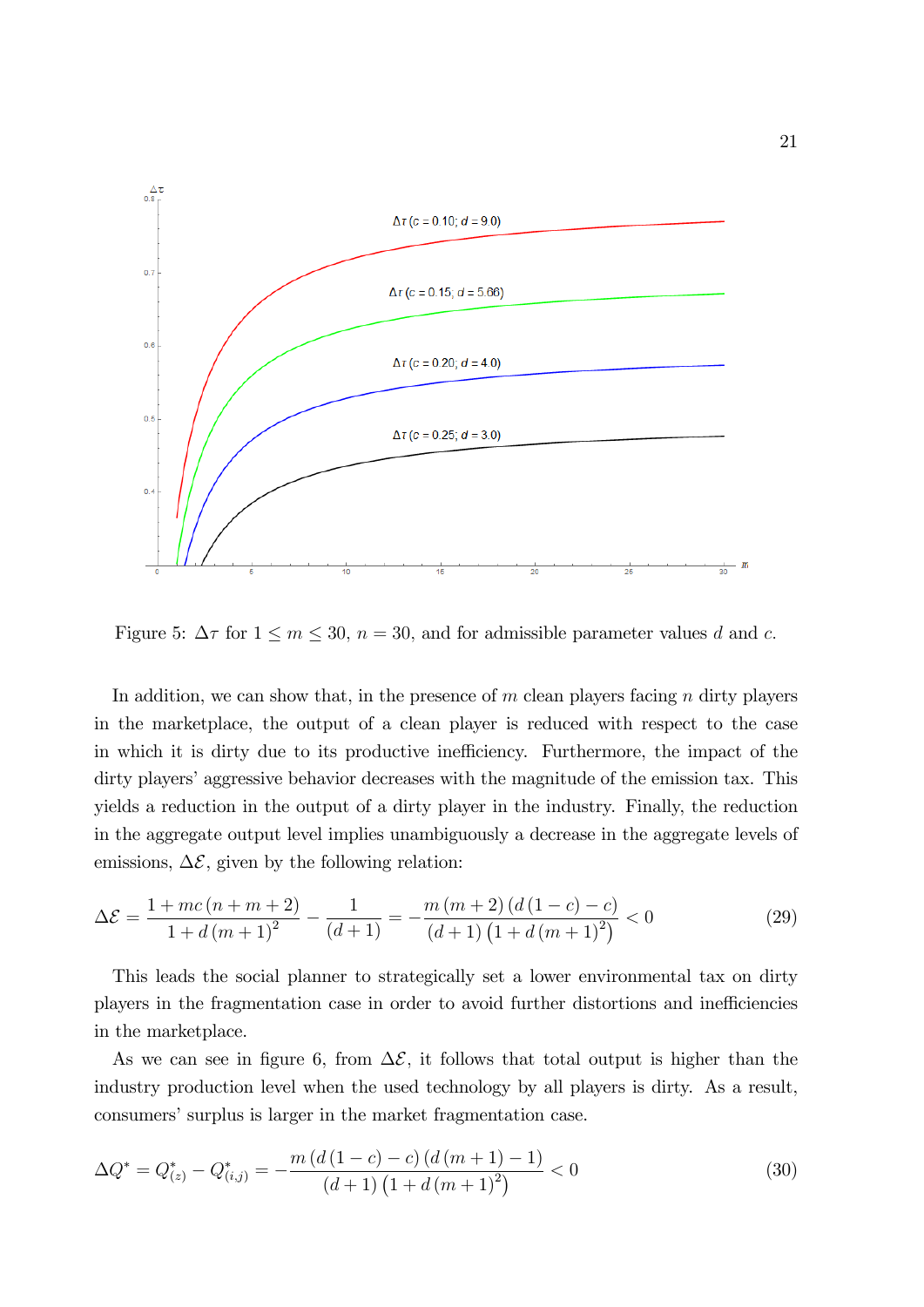Figure 5: $\Delta\tau$ for $1 \leq m \leq 30$, $n = 30$, and for admissible parameter values $d$ and $c$.

In addition, we can show that, in the presence of $m$ clean players facing $n$ dirty players in the marketplace, the output of a clean player is reduced with respect to the case in which it is dirty due to its productive inefficiency. Furthermore, the impact of the dirty players' aggressive behavior decreases with the magnitude of the emission tax. This yields a reduction in the output of a dirty player in the industry. Finally, the reduction in the aggregate output level implies unambiguously a decrease in the aggregate levels of emissions, $\Delta\mathcal{E}$, given by the following relation:

$$\Delta\mathcal{E} = \frac{1 + mc\,(n + m + 2)}{1 + d\,(m+1)^2} - \frac{1}{(d+1)} = -\frac{m\,(m+2)\,(d\,(1-c) - c)}{(d+1)\left(1 + d\,(m+1)^2\right)} < 0 \tag{29}$$

This leads the social planner to strategically set a lower environmental tax on dirty players in the fragmentation case in order to avoid further distortions and inefficiencies in the marketplace.

As we can see in figure 6, from $\Delta\mathcal{E}$, it follows that total output is higher than the industry production level when the used technology by all players is dirty. As a result, consumers' surplus is larger in the market fragmentation case.

$$\Delta Q^* = Q^*_{(z)} - Q^*_{(i,j)} = -\frac{m\,(d\,(1-c) - c)\,(d\,(m+1) - 1)}{(d+1)\left(1 + d\,(m+1)^2\right)} < 0 \tag{30}$$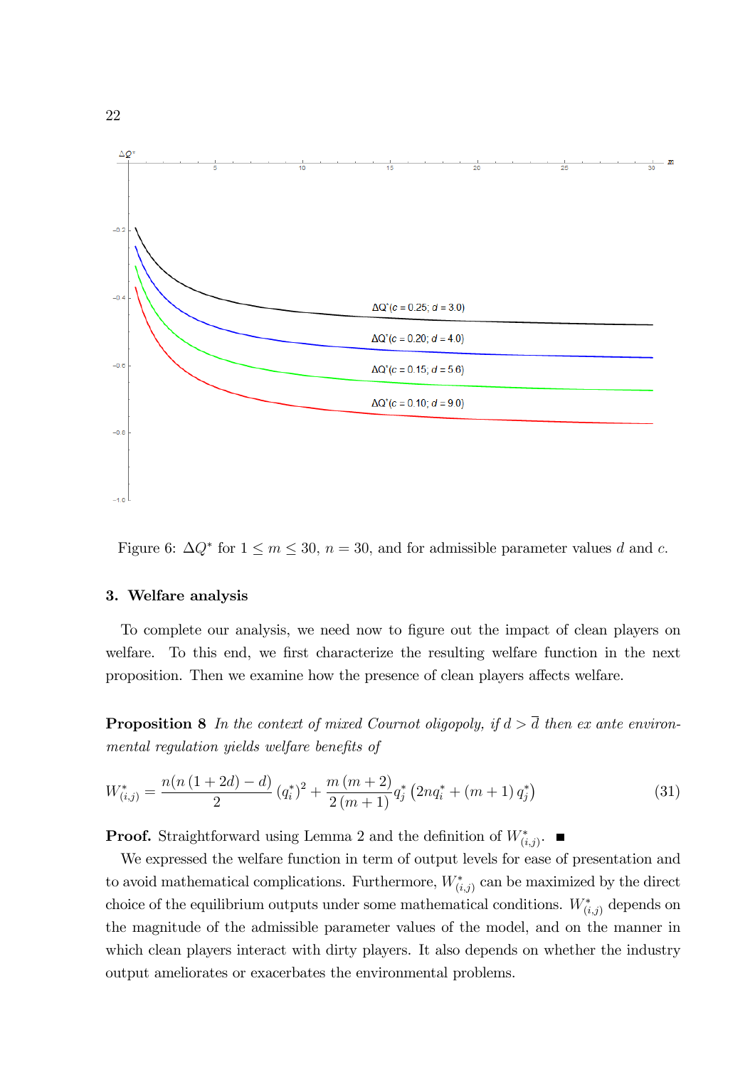Figure 6: $\Delta Q^*$ for $1 \leq m \leq 30$, $n = 30$, and for admissible parameter values $d$ and $c$.

## 3. Welfare analysis

To complete our analysis, we need now to figure out the impact of clean players on welfare. To this end, we first characterize the resulting welfare function in the next proposition. Then we examine how the presence of clean players affects welfare.

**Proposition 8** *In the context of mixed Cournot oligopoly, if $d > \overline{d}$ then ex ante environmental regulation yields welfare benefits of*

$$W^*_{(i,j)} = \frac{n(n(1+2d)-d)}{2}(q_i^*)^2 + \frac{m(m+2)}{2(m+1)}q_j^*\left(2nq_i^* + (m+1)q_j^*\right) \tag{31}$$

**Proof.** Straightforward using Lemma 2 and the definition of $W^*_{(i,j)}$. ■

We expressed the welfare function in term of output levels for ease of presentation and to avoid mathematical complications. Furthermore, $W^*_{(i,j)}$ can be maximized by the direct choice of the equilibrium outputs under some mathematical conditions. $W^*_{(i,j)}$ depends on the magnitude of the admissible parameter values of the model, and on the manner in which clean players interact with dirty players. It also depends on whether the industry output ameliorates or exacerbates the environmental problems.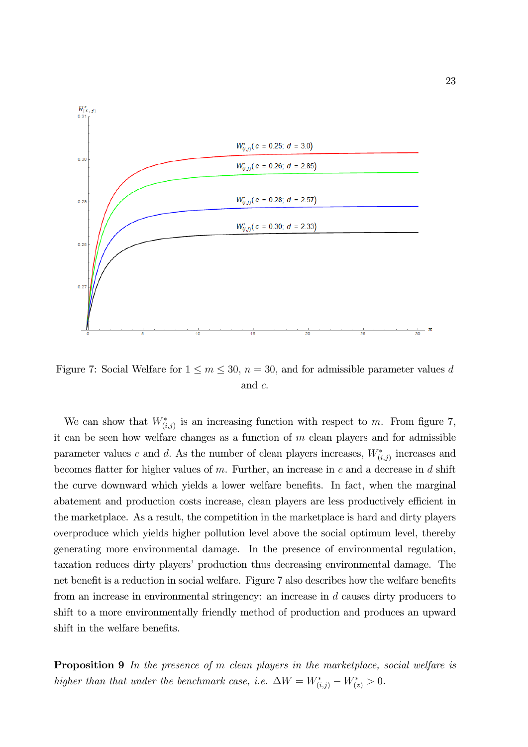Figure 7: Social Welfare for $1 \leq m \leq 30$, $n = 30$, and for admissible parameter values $d$ and $c$.

We can show that $W^*_{(i,j)}$ is an increasing function with respect to $m$. From figure 7, it can be seen how welfare changes as a function of $m$ clean players and for admissible parameter values $c$ and $d$. As the number of clean players increases, $W^*_{(i,j)}$ increases and becomes flatter for higher values of $m$. Further, an increase in $c$ and a decrease in $d$ shift the curve downward which yields a lower welfare benefits. In fact, when the marginal abatement and production costs increase, clean players are less productively efficient in the marketplace. As a result, the competition in the marketplace is hard and dirty players overproduce which yields higher pollution level above the social optimum level, thereby generating more environmental damage. In the presence of environmental regulation, taxation reduces dirty players' production thus decreasing environmental damage. The net benefit is a reduction in social welfare. Figure 7 also describes how the welfare benefits from an increase in environmental stringency: an increase in $d$ causes dirty producers to shift to a more environmentally friendly method of production and produces an upward shift in the welfare benefits.

**Proposition 9** *In the presence of $m$ clean players in the marketplace, social welfare is higher than that under the benchmark case, i.e.* $\Delta W = W^*_{(i,j)} - W^*_{(z)} > 0$.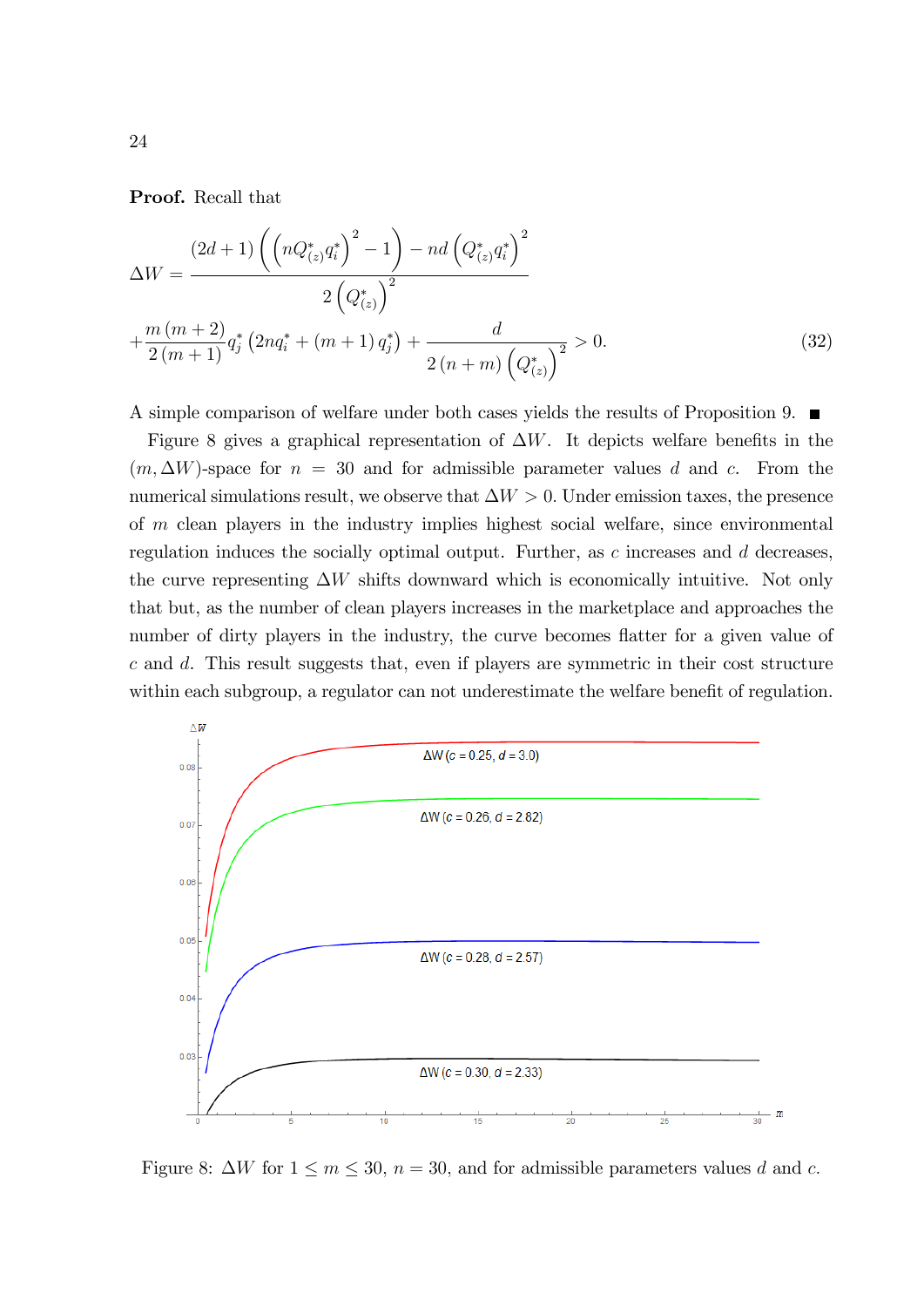**Proof.** Recall that

$$\Delta W = \frac{(2d+1)\left(\left(nQ^*_{(z)}q^*_i\right)^2 - 1\right) - nd\left(Q^*_{(z)}q^*_i\right)^2}{2\left(Q^*_{(z)}\right)^2}$$

$$+\frac{m(m+2)}{2(m+1)}q^*_j\left(2nq^*_i + (m+1)q^*_j\right) + \frac{d}{2(n+m)\left(Q^*_{(z)}\right)^2} > 0. \tag{32}$$

A simple comparison of welfare under both cases yields the results of Proposition 9. ■

Figure 8 gives a graphical representation of $\Delta W$. It depicts welfare benefits in the $(m, \Delta W)$-space for $n = 30$ and for admissible parameter values $d$ and $c$. From the numerical simulations result, we observe that $\Delta W > 0$. Under emission taxes, the presence of $m$ clean players in the industry implies highest social welfare, since environmental regulation induces the socially optimal output. Further, as $c$ increases and $d$ decreases, the curve representing $\Delta W$ shifts downward which is economically intuitive. Not only that but, as the number of clean players increases in the marketplace and approaches the number of dirty players in the industry, the curve becomes flatter for a given value of $c$ and $d$. This result suggests that, even if players are symmetric in their cost structure within each subgroup, a regulator can not underestimate the welfare benefit of regulation.

Figure 8: $\Delta W$ for $1 \leq m \leq 30$, $n = 30$, and for admissible parameters values $d$ and $c$.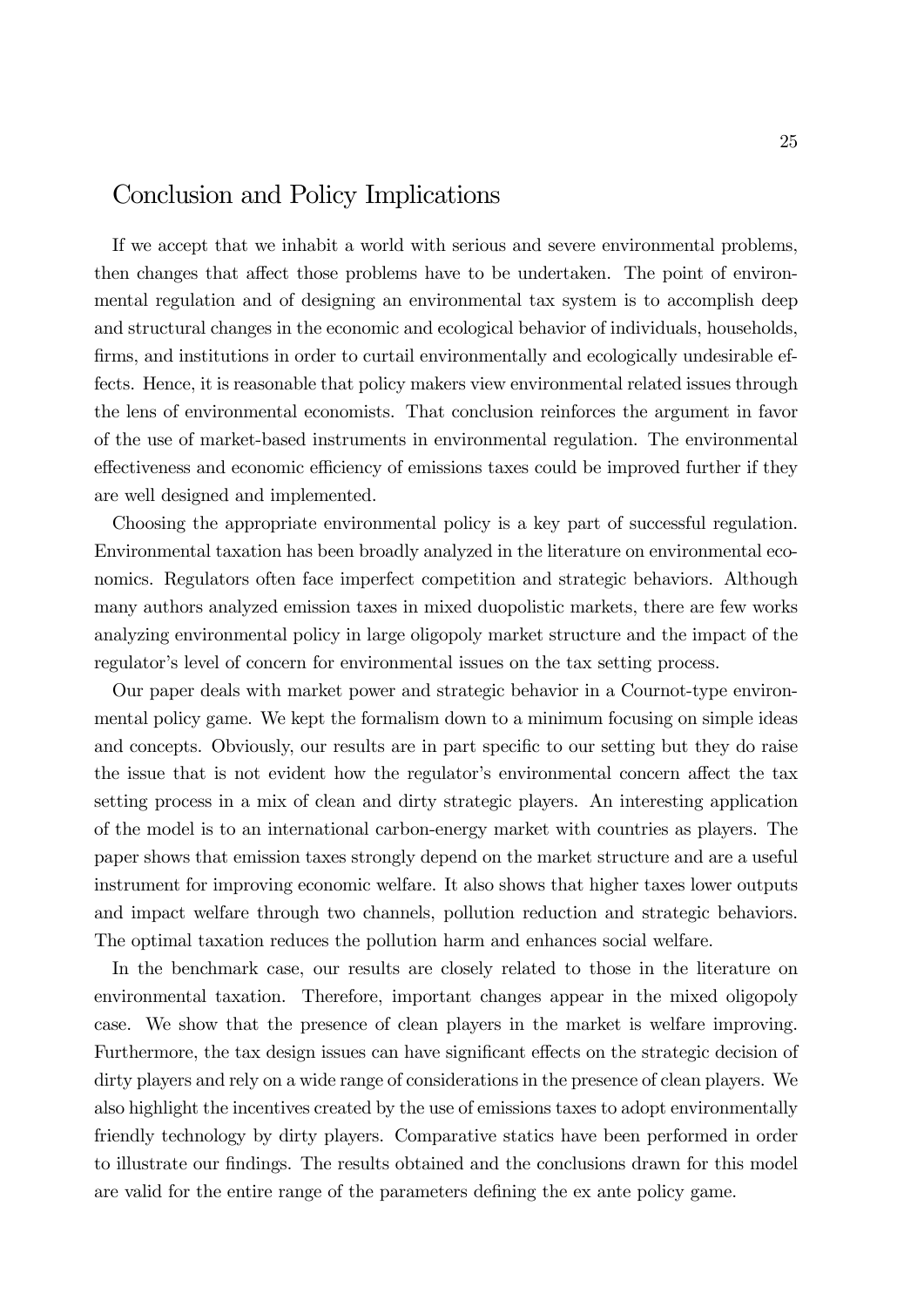# Conclusion and Policy Implications

If we accept that we inhabit a world with serious and severe environmental problems, then changes that affect those problems have to be undertaken. The point of environmental regulation and of designing an environmental tax system is to accomplish deep and structural changes in the economic and ecological behavior of individuals, households, firms, and institutions in order to curtail environmentally and ecologically undesirable effects. Hence, it is reasonable that policy makers view environmental related issues through the lens of environmental economists. That conclusion reinforces the argument in favor of the use of market-based instruments in environmental regulation. The environmental effectiveness and economic efficiency of emissions taxes could be improved further if they are well designed and implemented.

Choosing the appropriate environmental policy is a key part of successful regulation. Environmental taxation has been broadly analyzed in the literature on environmental economics. Regulators often face imperfect competition and strategic behaviors. Although many authors analyzed emission taxes in mixed duopolistic markets, there are few works analyzing environmental policy in large oligopoly market structure and the impact of the regulator's level of concern for environmental issues on the tax setting process.

Our paper deals with market power and strategic behavior in a Cournot-type environmental policy game. We kept the formalism down to a minimum focusing on simple ideas and concepts. Obviously, our results are in part specific to our setting but they do raise the issue that is not evident how the regulator's environmental concern affect the tax setting process in a mix of clean and dirty strategic players. An interesting application of the model is to an international carbon-energy market with countries as players. The paper shows that emission taxes strongly depend on the market structure and are a useful instrument for improving economic welfare. It also shows that higher taxes lower outputs and impact welfare through two channels, pollution reduction and strategic behaviors. The optimal taxation reduces the pollution harm and enhances social welfare.

In the benchmark case, our results are closely related to those in the literature on environmental taxation. Therefore, important changes appear in the mixed oligopoly case. We show that the presence of clean players in the market is welfare improving. Furthermore, the tax design issues can have significant effects on the strategic decision of dirty players and rely on a wide range of considerations in the presence of clean players. We also highlight the incentives created by the use of emissions taxes to adopt environmentally friendly technology by dirty players. Comparative statics have been performed in order to illustrate our findings. The results obtained and the conclusions drawn for this model are valid for the entire range of the parameters defining the ex ante policy game.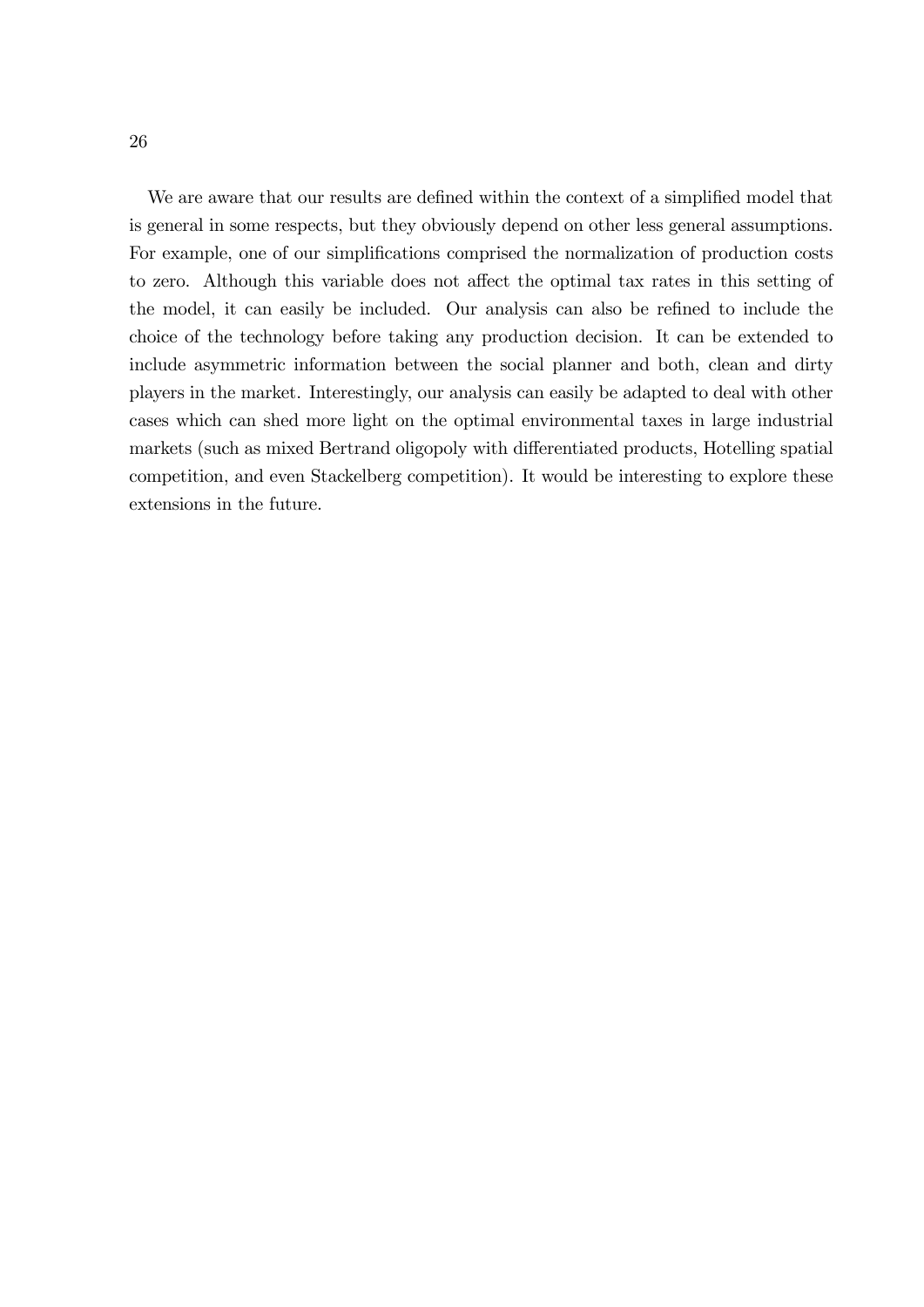We are aware that our results are defined within the context of a simplified model that is general in some respects, but they obviously depend on other less general assumptions. For example, one of our simplifications comprised the normalization of production costs to zero. Although this variable does not affect the optimal tax rates in this setting of the model, it can easily be included. Our analysis can also be refined to include the choice of the technology before taking any production decision. It can be extended to include asymmetric information between the social planner and both, clean and dirty players in the market. Interestingly, our analysis can easily be adapted to deal with other cases which can shed more light on the optimal environmental taxes in large industrial markets (such as mixed Bertrand oligopoly with differentiated products, Hotelling spatial competition, and even Stackelberg competition). It would be interesting to explore these extensions in the future.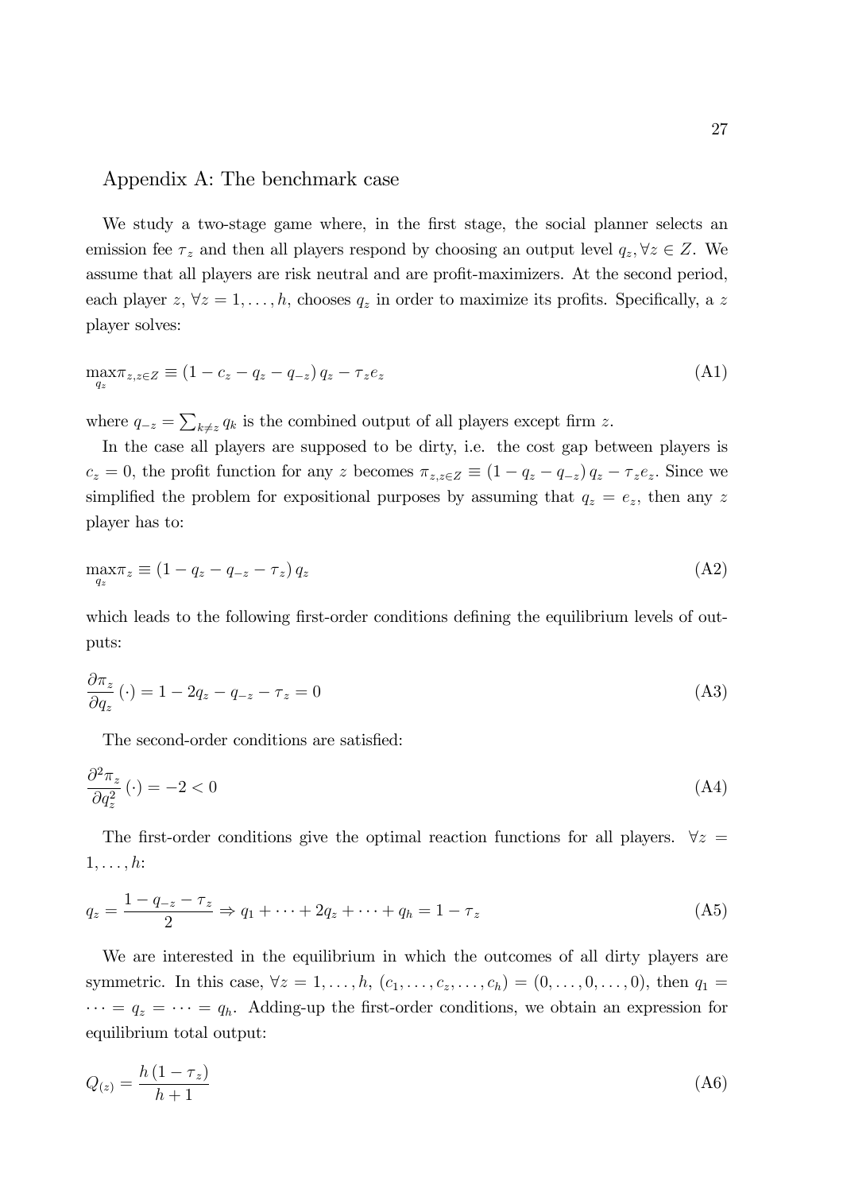## Appendix A: The benchmark case

We study a two-stage game where, in the first stage, the social planner selects an emission fee $\tau_z$ and then all players respond by choosing an output level $q_z, \forall z \in Z$. We assume that all players are risk neutral and are profit-maximizers. At the second period, each player $z$, $\forall z = 1, \ldots, h$, chooses $q_z$ in order to maximize its profits. Specifically, a $z$ player solves:

$$\max_{q_z} \pi_{z,z\in Z} \equiv (1 - c_z - q_z - q_{-z})\, q_z - \tau_z e_z \tag{A1}$$

where $q_{-z} = \sum_{k \neq z} q_k$ is the combined output of all players except firm $z$.

In the case all players are supposed to be dirty, i.e. the cost gap between players is $c_z = 0$, the profit function for any $z$ becomes $\pi_{z,z\in Z} \equiv (1 - q_z - q_{-z})\, q_z - \tau_z e_z$. Since we simplified the problem for expositional purposes by assuming that $q_z = e_z$, then any $z$ player has to:

$$\max_{q_z} \pi_z \equiv (1 - q_z - q_{-z} - \tau_z)\, q_z \tag{A2}$$

which leads to the following first-order conditions defining the equilibrium levels of outputs:

$$\frac{\partial \pi_z}{\partial q_z}(\cdot) = 1 - 2q_z - q_{-z} - \tau_z = 0 \tag{A3}$$

The second-order conditions are satisfied:

$$\frac{\partial^2 \pi_z}{\partial q_z^2}(\cdot) = -2 < 0 \tag{A4}$$

The first-order conditions give the optimal reaction functions for all players. $\forall z = 1, \ldots, h$:

$$q_z = \frac{1 - q_{-z} - \tau_z}{2} \Rightarrow q_1 + \cdots + 2q_z + \cdots + q_h = 1 - \tau_z \tag{A5}$$

We are interested in the equilibrium in which the outcomes of all dirty players are symmetric. In this case, $\forall z = 1, \ldots, h$, $(c_1, \ldots, c_z, \ldots, c_h) = (0, \ldots, 0, \ldots, 0)$, then $q_1 = \cdots = q_z = \cdots = q_h$. Adding-up the first-order conditions, we obtain an expression for equilibrium total output:

$$Q_{(z)} = \frac{h\,(1 - \tau_z)}{h + 1} \tag{A6}$$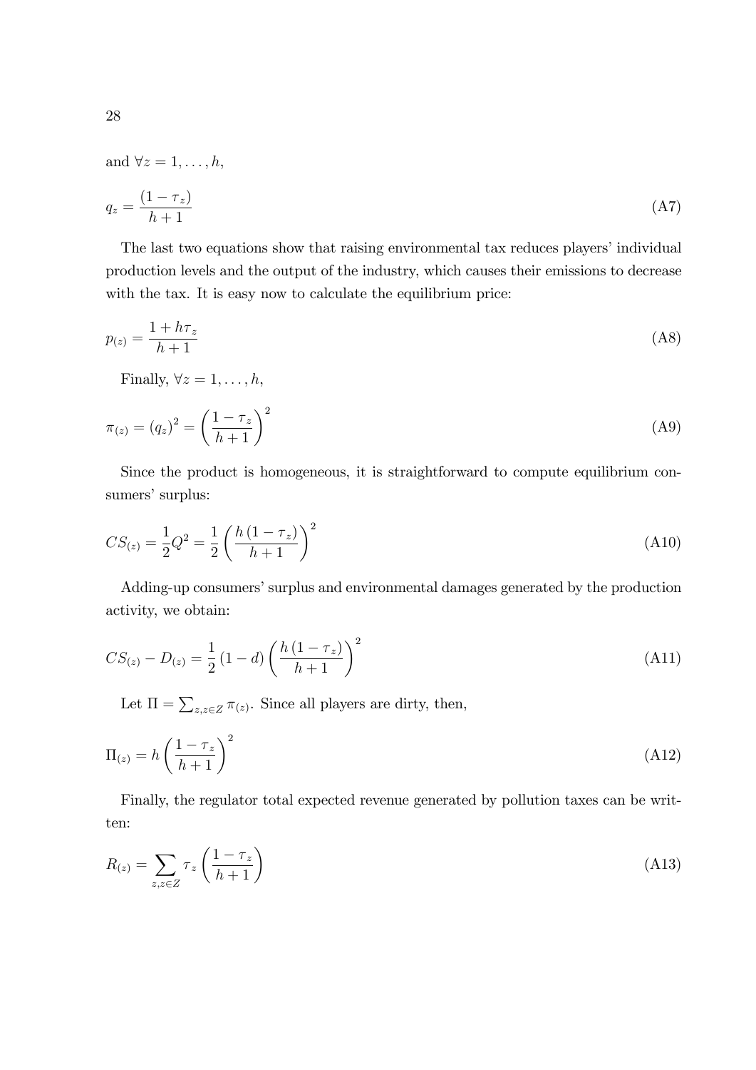and $\forall z = 1, \ldots, h$,

$$q_z = \frac{(1 - \tau_z)}{h + 1} \tag{A7}$$

The last two equations show that raising environmental tax reduces players' individual production levels and the output of the industry, which causes their emissions to decrease with the tax. It is easy now to calculate the equilibrium price:

$$p_{(z)} = \frac{1 + h\tau_z}{h + 1} \tag{A8}$$

Finally, $\forall z = 1, \ldots, h$,

$$\pi_{(z)} = (q_z)^2 = \left(\frac{1 - \tau_z}{h + 1}\right)^2 \tag{A9}$$

Since the product is homogeneous, it is straightforward to compute equilibrium consumers' surplus:

$$CS_{(z)} = \frac{1}{2}Q^2 = \frac{1}{2}\left(\frac{h(1 - \tau_z)}{h + 1}\right)^2 \tag{A10}$$

Adding-up consumers' surplus and environmental damages generated by the production activity, we obtain:

$$CS_{(z)} - D_{(z)} = \frac{1}{2}(1 - d)\left(\frac{h(1 - \tau_z)}{h + 1}\right)^2 \tag{A11}$$

Let $\Pi = \sum_{z, z \in Z} \pi_{(z)}$. Since all players are dirty, then,

$$\Pi_{(z)} = h\left(\frac{1 - \tau_z}{h + 1}\right)^2 \tag{A12}$$

Finally, the regulator total expected revenue generated by pollution taxes can be written:

$$R_{(z)} = \sum_{z, z \in Z} \tau_z \left(\frac{1 - \tau_z}{h + 1}\right) \tag{A13}$$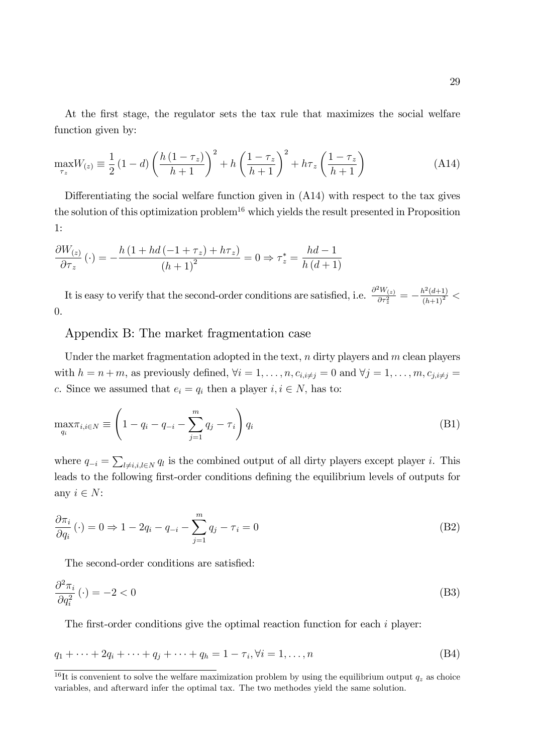At the first stage, the regulator sets the tax rule that maximizes the social welfare function given by:

$$\max_{\tau_z} W_{(z)} \equiv \frac{1}{2}(1-d)\left(\frac{h(1-\tau_z)}{h+1}\right)^2 + h\left(\frac{1-\tau_z}{h+1}\right)^2 + h\tau_z\left(\frac{1-\tau_z}{h+1}\right) \tag{A14}$$

Differentiating the social welfare function given in (A14) with respect to the tax gives the solution of this optimization problem[16] which yields the result presented in Proposition 1:

$$\frac{\partial W_{(z)}}{\partial \tau_z}(\cdot) = -\frac{h\left(1 + hd\left(-1+\tau_z\right) + h\tau_z\right)}{(h+1)^2} = 0 \Rightarrow \tau_z^* = \frac{hd-1}{h(d+1)}$$

It is easy to verify that the second-order conditions are satisfied, i.e. $\frac{\partial^2 W_{(z)}}{\partial \tau_z^2} = -\frac{h^2(d+1)}{(h+1)^2} < 0$.

## Appendix B: The market fragmentation case

Under the market fragmentation adopted in the text, $n$ dirty players and $m$ clean players with $h = n+m$, as previously defined, $\forall i = 1, \ldots, n, c_{i,i \neq j} = 0$ and $\forall j = 1, \ldots, m, c_{j,i \neq j} = c$. Since we assumed that $e_i = q_i$ then a player $i, i \in N$, has to:

$$\max_{q_i} \pi_{i,i \in N} \equiv \left(1 - q_i - q_{-i} - \sum_{j=1}^{m} q_j - \tau_i\right) q_i \tag{B1}$$

where $q_{-i} = \sum_{l \neq i, i, l \in N} q_l$ is the combined output of all dirty players except player $i$. This leads to the following first-order conditions defining the equilibrium levels of outputs for any $i \in N$:

$$\frac{\partial \pi_i}{\partial q_i}(\cdot) = 0 \Rightarrow 1 - 2q_i - q_{-i} - \sum_{j=1}^{m} q_j - \tau_i = 0 \tag{B2}$$

The second-order conditions are satisfied:

$$\frac{\partial^2 \pi_i}{\partial q_i^2}(\cdot) = -2 < 0 \tag{B3}$$

The first-order conditions give the optimal reaction function for each $i$ player:

$$q_1 + \cdots + 2q_i + \cdots + q_j + \cdots + q_h = 1 - \tau_i, \forall i = 1, \ldots, n \tag{B4}$$

---

[16] It is convenient to solve the welfare maximization problem by using the equilibrium output $q_z$ as choice variables, and afterward infer the optimal tax. The two methodes yield the same solution.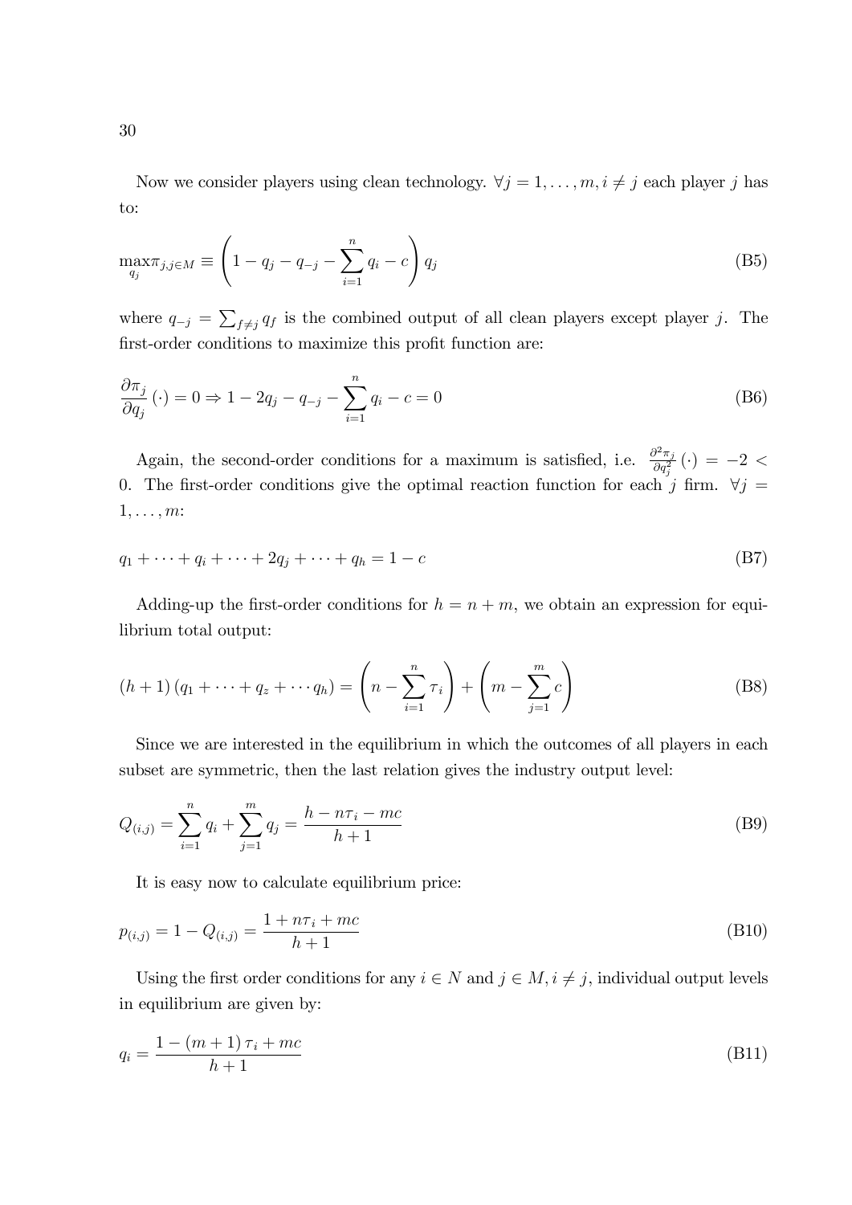Now we consider players using clean technology. $\forall j = 1, \ldots, m, i \neq j$ each player $j$ has to:

$$\max_{q_j} \pi_{j,j \in M} \equiv \left(1 - q_j - q_{-j} - \sum_{i=1}^{n} q_i - c\right) q_j \tag{B5}$$

where $q_{-j} = \sum_{f \neq j} q_f$ is the combined output of all clean players except player $j$. The first-order conditions to maximize this profit function are:

$$\frac{\partial \pi_j}{\partial q_j}(\cdot) = 0 \Rightarrow 1 - 2q_j - q_{-j} - \sum_{i=1}^{n} q_i - c = 0 \tag{B6}$$

Again, the second-order conditions for a maximum is satisfied, i.e. $\frac{\partial^2 \pi_j}{\partial q_j^2}(\cdot) = -2 < 0$. The first-order conditions give the optimal reaction function for each $j$ firm. $\forall j = 1, \ldots, m$:

$$q_1 + \cdots + q_i + \cdots + 2q_j + \cdots + q_h = 1 - c \tag{B7}$$

Adding-up the first-order conditions for $h = n + m$, we obtain an expression for equilibrium total output:

$$(h+1)(q_1 + \cdots + q_z + \cdots q_h) = \left(n - \sum_{i=1}^{n} \tau_i\right) + \left(m - \sum_{j=1}^{m} c\right) \tag{B8}$$

Since we are interested in the equilibrium in which the outcomes of all players in each subset are symmetric, then the last relation gives the industry output level:

$$Q_{(i,j)} = \sum_{i=1}^{n} q_i + \sum_{j=1}^{m} q_j = \frac{h - n\tau_i - mc}{h+1} \tag{B9}$$

It is easy now to calculate equilibrium price:

$$p_{(i,j)} = 1 - Q_{(i,j)} = \frac{1 + n\tau_i + mc}{h+1} \tag{B10}$$

Using the first order conditions for any $i \in N$ and $j \in M, i \neq j$, individual output levels in equilibrium are given by:

$$q_i = \frac{1 - (m+1)\tau_i + mc}{h+1} \tag{B11}$$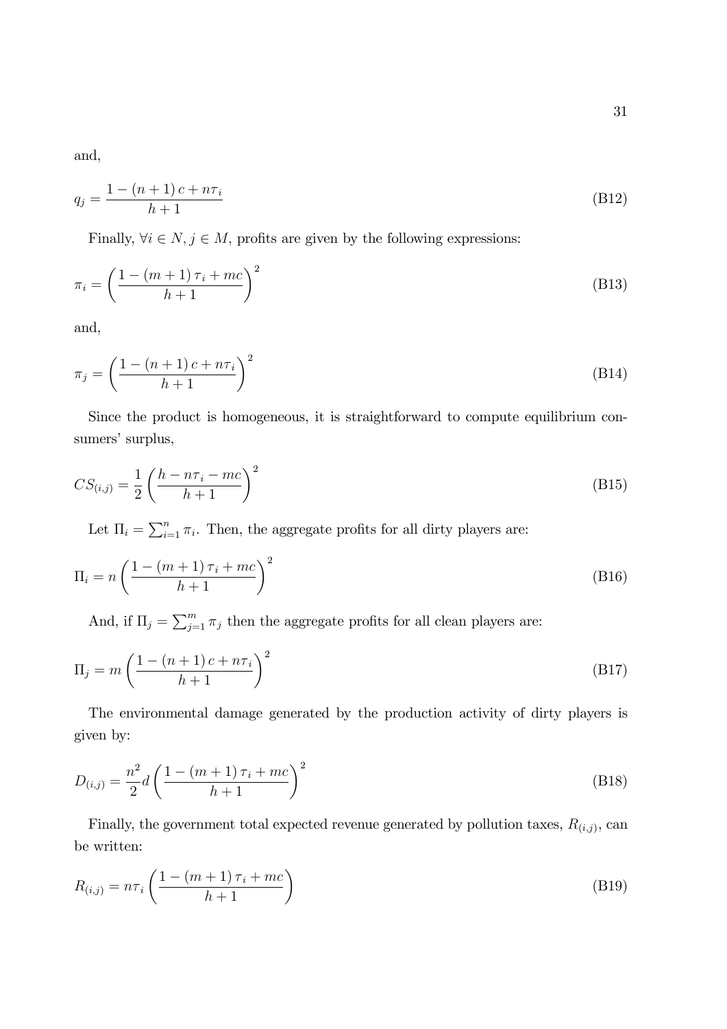and,

$$q_j = \frac{1 - (n+1)c + n\tau_i}{h+1} \tag{B12}$$

Finally, $\forall i \in N, j \in M$, profits are given by the following expressions:

$$\pi_i = \left( \frac{1 - (m+1)\tau_i + mc}{h+1} \right)^2 \tag{B13}$$

and,

$$\pi_j = \left( \frac{1 - (n+1)c + n\tau_i}{h+1} \right)^2 \tag{B14}$$

Since the product is homogeneous, it is straightforward to compute equilibrium consumers' surplus,

$$CS_{(i,j)} = \frac{1}{2} \left( \frac{h - n\tau_i - mc}{h+1} \right)^2 \tag{B15}$$

Let $\Pi_i = \sum_{i=1}^{n} \pi_i$. Then, the aggregate profits for all dirty players are:

$$\Pi_i = n \left( \frac{1 - (m+1)\tau_i + mc}{h+1} \right)^2 \tag{B16}$$

And, if $\Pi_j = \sum_{j=1}^{m} \pi_j$ then the aggregate profits for all clean players are:

$$\Pi_j = m \left( \frac{1 - (n+1)c + n\tau_i}{h+1} \right)^2 \tag{B17}$$

The environmental damage generated by the production activity of dirty players is given by:

$$D_{(i,j)} = \frac{n^2}{2} d \left( \frac{1 - (m+1)\tau_i + mc}{h+1} \right)^2 \tag{B18}$$

Finally, the government total expected revenue generated by pollution taxes, $R_{(i,j)}$, can be written:

$$R_{(i,j)} = n\tau_i \left( \frac{1 - (m+1)\tau_i + mc}{h+1} \right) \tag{B19}$$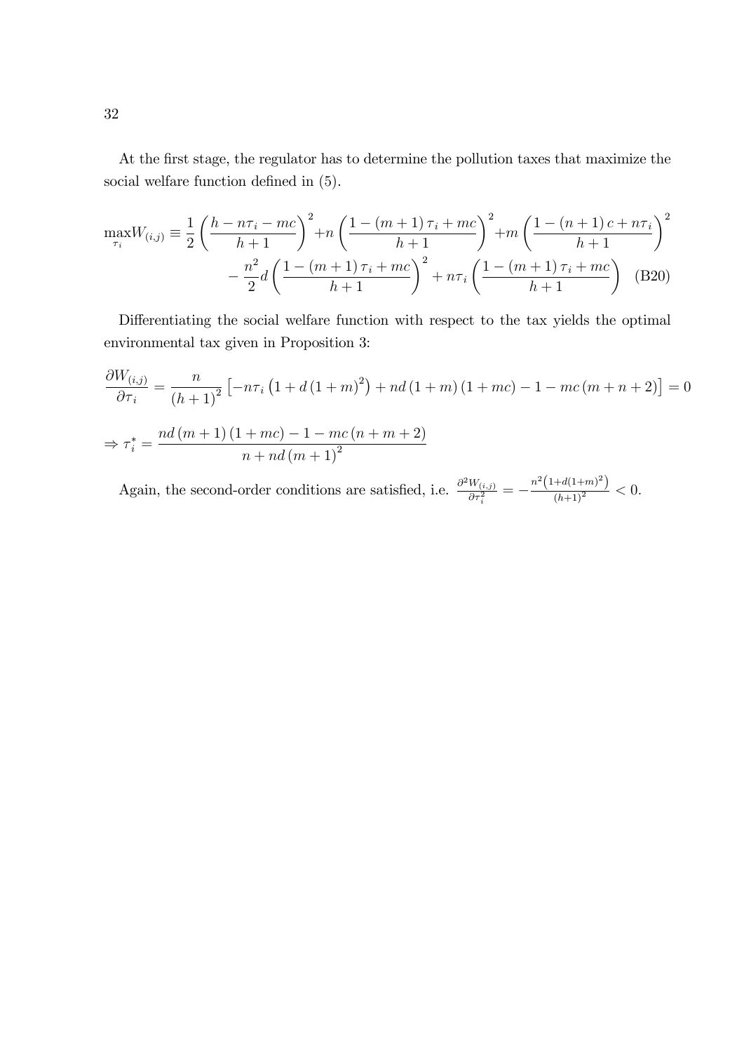At the first stage, the regulator has to determine the pollution taxes that maximize the social welfare function defined in (5).

$$\max_{\tau_i} W_{(i,j)} \equiv \frac{1}{2}\left(\frac{h-n\tau_i-mc}{h+1}\right)^2+n\left(\frac{1-(m+1)\tau_i+mc}{h+1}\right)^2+m\left(\frac{1-(n+1)c+n\tau_i}{h+1}\right)^2 \\ -\frac{n^2}{2}d\left(\frac{1-(m+1)\tau_i+mc}{h+1}\right)^2+n\tau_i\left(\frac{1-(m+1)\tau_i+mc}{h+1}\right) \quad \text{(B20)}$$

Differentiating the social welfare function with respect to the tax yields the optimal environmental tax given in Proposition 3:

$$\frac{\partial W_{(i,j)}}{\partial \tau_i}=\frac{n}{(h+1)^2}\left[-n\tau_i\left(1+d(1+m)^2\right)+nd(1+m)(1+mc)-1-mc(m+n+2)\right]=0$$

$$\Rightarrow \tau_i^*=\frac{nd(m+1)(1+mc)-1-mc(n+m+2)}{n+nd(m+1)^2}$$

Again, the second-order conditions are satisfied, i.e. $\frac{\partial^2 W_{(i,j)}}{\partial \tau_i^2}=-\frac{n^2\left(1+d(1+m)^2\right)}{(h+1)^2}<0$.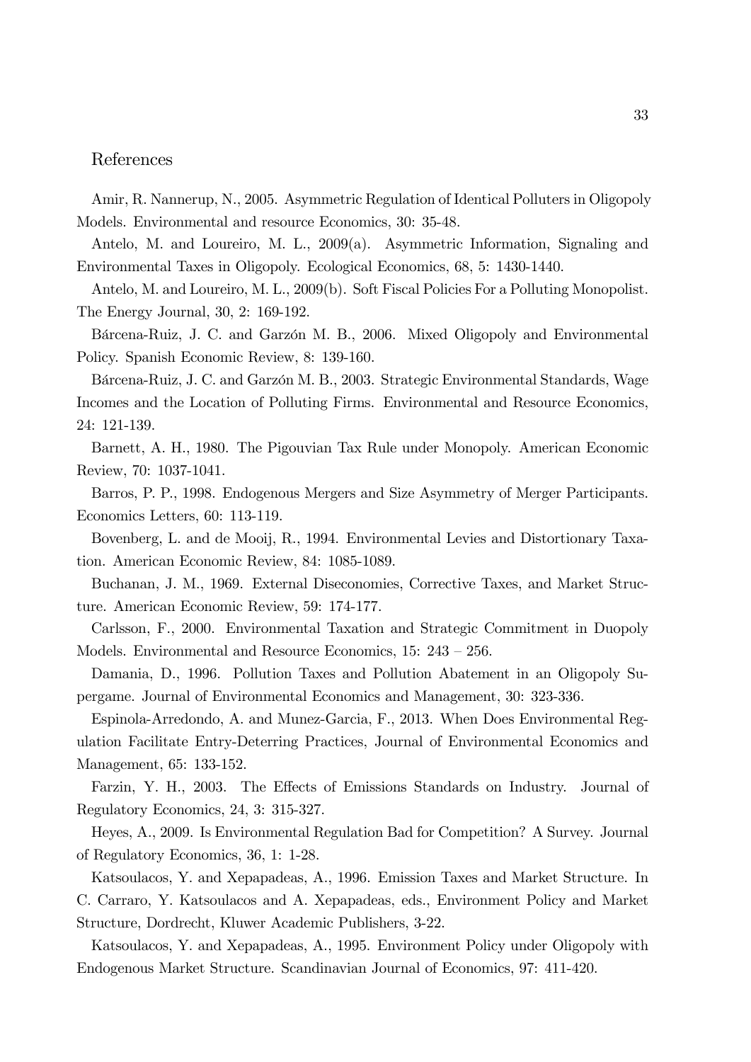## References

Amir, R. Nannerup, N., 2005. Asymmetric Regulation of Identical Polluters in Oligopoly Models. Environmental and resource Economics, 30: 35-48.

Antelo, M. and Loureiro, M. L., 2009(a). Asymmetric Information, Signaling and Environmental Taxes in Oligopoly. Ecological Economics, 68, 5: 1430-1440.

Antelo, M. and Loureiro, M. L., 2009(b). Soft Fiscal Policies For a Polluting Monopolist. The Energy Journal, 30, 2: 169-192.

Bárcena-Ruiz, J. C. and Garzón M. B., 2006. Mixed Oligopoly and Environmental Policy. Spanish Economic Review, 8: 139-160.

Bárcena-Ruiz, J. C. and Garzón M. B., 2003. Strategic Environmental Standards, Wage Incomes and the Location of Polluting Firms. Environmental and Resource Economics, 24: 121-139.

Barnett, A. H., 1980. The Pigouvian Tax Rule under Monopoly. American Economic Review, 70: 1037-1041.

Barros, P. P., 1998. Endogenous Mergers and Size Asymmetry of Merger Participants. Economics Letters, 60: 113-119.

Bovenberg, L. and de Mooij, R., 1994. Environmental Levies and Distortionary Taxation. American Economic Review, 84: 1085-1089.

Buchanan, J. M., 1969. External Diseconomies, Corrective Taxes, and Market Structure. American Economic Review, 59: 174-177.

Carlsson, F., 2000. Environmental Taxation and Strategic Commitment in Duopoly Models. Environmental and Resource Economics, 15: 243 – 256.

Damania, D., 1996. Pollution Taxes and Pollution Abatement in an Oligopoly Supergame. Journal of Environmental Economics and Management, 30: 323-336.

Espinola-Arredondo, A. and Munez-Garcia, F., 2013. When Does Environmental Regulation Facilitate Entry-Deterring Practices, Journal of Environmental Economics and Management, 65: 133-152.

Farzin, Y. H., 2003. The Effects of Emissions Standards on Industry. Journal of Regulatory Economics, 24, 3: 315-327.

Heyes, A., 2009. Is Environmental Regulation Bad for Competition? A Survey. Journal of Regulatory Economics, 36, 1: 1-28.

Katsoulacos, Y. and Xepapadeas, A., 1996. Emission Taxes and Market Structure. In C. Carraro, Y. Katsoulacos and A. Xepapadeas, eds., Environment Policy and Market Structure, Dordrecht, Kluwer Academic Publishers, 3-22.

Katsoulacos, Y. and Xepapadeas, A., 1995. Environment Policy under Oligopoly with Endogenous Market Structure. Scandinavian Journal of Economics, 97: 411-420.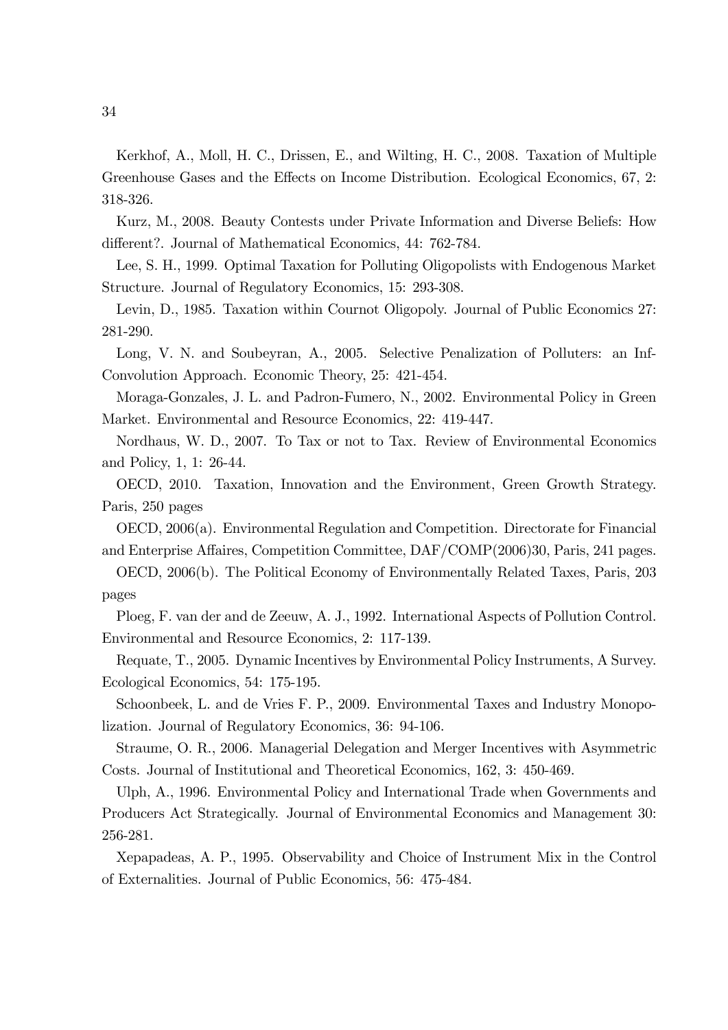Kerkhof, A., Moll, H. C., Drissen, E., and Wilting, H. C., 2008. Taxation of Multiple Greenhouse Gases and the Effects on Income Distribution. Ecological Economics, 67, 2: 318-326.

Kurz, M., 2008. Beauty Contests under Private Information and Diverse Beliefs: How different?. Journal of Mathematical Economics, 44: 762-784.

Lee, S. H., 1999. Optimal Taxation for Polluting Oligopolists with Endogenous Market Structure. Journal of Regulatory Economics, 15: 293-308.

Levin, D., 1985. Taxation within Cournot Oligopoly. Journal of Public Economics 27: 281-290.

Long, V. N. and Soubeyran, A., 2005. Selective Penalization of Polluters: an Inf-Convolution Approach. Economic Theory, 25: 421-454.

Moraga-Gonzales, J. L. and Padron-Fumero, N., 2002. Environmental Policy in Green Market. Environmental and Resource Economics, 22: 419-447.

Nordhaus, W. D., 2007. To Tax or not to Tax. Review of Environmental Economics and Policy, 1, 1: 26-44.

OECD, 2010. Taxation, Innovation and the Environment, Green Growth Strategy. Paris, 250 pages

OECD, 2006(a). Environmental Regulation and Competition. Directorate for Financial and Enterprise Affaires, Competition Committee, DAF/COMP(2006)30, Paris, 241 pages.

OECD, 2006(b). The Political Economy of Environmentally Related Taxes, Paris, 203 pages

Ploeg, F. van der and de Zeeuw, A. J., 1992. International Aspects of Pollution Control. Environmental and Resource Economics, 2: 117-139.

Requate, T., 2005. Dynamic Incentives by Environmental Policy Instruments, A Survey. Ecological Economics, 54: 175-195.

Schoonbeek, L. and de Vries F. P., 2009. Environmental Taxes and Industry Monopolization. Journal of Regulatory Economics, 36: 94-106.

Straume, O. R., 2006. Managerial Delegation and Merger Incentives with Asymmetric Costs. Journal of Institutional and Theoretical Economics, 162, 3: 450-469.

Ulph, A., 1996. Environmental Policy and International Trade when Governments and Producers Act Strategically. Journal of Environmental Economics and Management 30: 256-281.

Xepapadeas, A. P., 1995. Observability and Choice of Instrument Mix in the Control of Externalities. Journal of Public Economics, 56: 475-484.